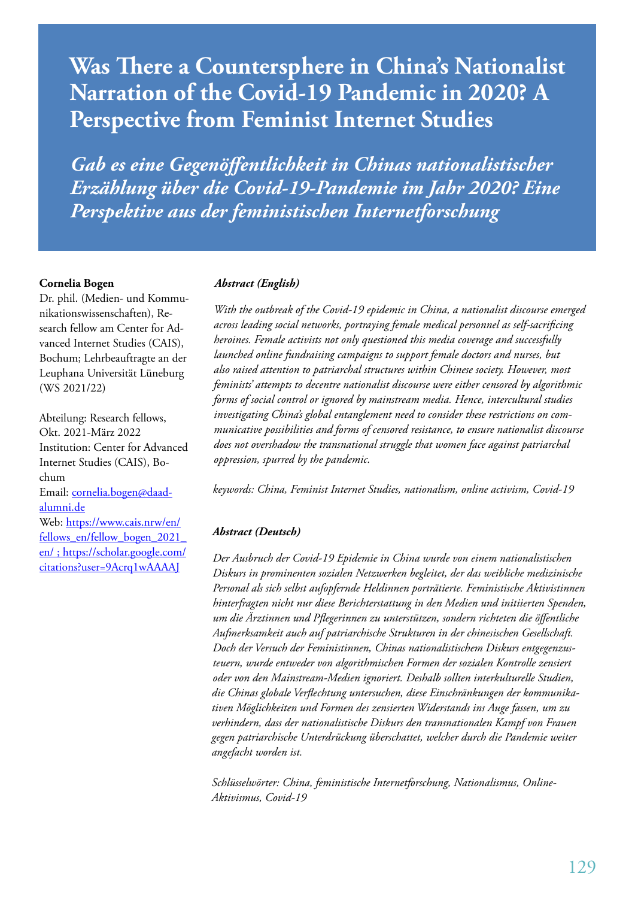# Was There a Countersphere in China's Nationalist Narration of the Covid-19 Pandemic in 2020? A Perspective from Feminist Internet Studies

## *Gab es eine Gegenöffentlichkeit in Chinas nationalistischer Erzählung über die Covid-19-Pandemie im Jahr 2020? Eine Perspektive aus der feministischen Internetforschung*

**Cornelia Bogen**
Dr. phil. (Medien- und Kommunikationswissenschaften), Research fellow am Center for Advanced Internet Studies (CAIS), Bochum; Lehrbeauftragte an der Leuphana Universität Lüneburg (WS 2021/22)

Abteilung: Research fellows, Okt. 2021-März 2022
Institution: Center for Advanced Internet Studies (CAIS), Bochum
Email: cornelia.bogen@daad-alumni.de
Web: https://www.cais.nrw/en/fellows_en/fellow_bogen_2021_en/ ; https://scholar.google.com/citations?user=9Acrq1wAAAAJ

***Abstract (English)***

*With the outbreak of the Covid-19 epidemic in China, a nationalist discourse emerged across leading social networks, portraying female medical personnel as self-sacrificing heroines. Female activists not only questioned this media coverage and successfully launched online fundraising campaigns to support female doctors and nurses, but also raised attention to patriarchal structures within Chinese society. However, most feminists' attempts to decentre nationalist discourse were either censored by algorithmic forms of social control or ignored by mainstream media. Hence, intercultural studies investigating China's global entanglement need to consider these restrictions on communicative possibilities and forms of censored resistance, to ensure nationalist discourse does not overshadow the transnational struggle that women face against patriarchal oppression, spurred by the pandemic.*

*keywords: China, Feminist Internet Studies, nationalism, online activism, Covid-19*

***Abstract (Deutsch)***

*Der Ausbruch der Covid-19 Epidemie in China wurde von einem nationalistischen Diskurs in prominenten sozialen Netzwerken begleitet, der das weibliche medizinische Personal als sich selbst aufopfernde Heldinnen porträtierte. Feministische Aktivistinnen hinterfragten nicht nur diese Berichterstattung in den Medien und initiierten Spenden, um die Ärztinnen und Pflegerinnen zu unterstützen, sondern richteten die öffentliche Aufmerksamkeit auch auf patriarchische Strukturen in der chinesischen Gesellschaft. Doch der Versuch der Feministinnen, Chinas nationalistischem Diskurs entgegenzusteuern, wurde entweder von algorithmischen Formen der sozialen Kontrolle zensiert oder von den Mainstream-Medien ignoriert. Deshalb sollten interkulturelle Studien, die Chinas globale Verflechtung untersuchen, diese Einschränkungen der kommunikativen Möglichkeiten und Formen des zensierten Widerstands ins Auge fassen, um zu verhindern, dass der nationalistische Diskurs den transnationalen Kampf von Frauen gegen patriarchische Unterdrückung überschattet, welcher durch die Pandemie weiter angefacht worden ist.*

*Schlüsselwörter: China, feministische Internetforschung, Nationalismus, Online-Aktivismus, Covid-19*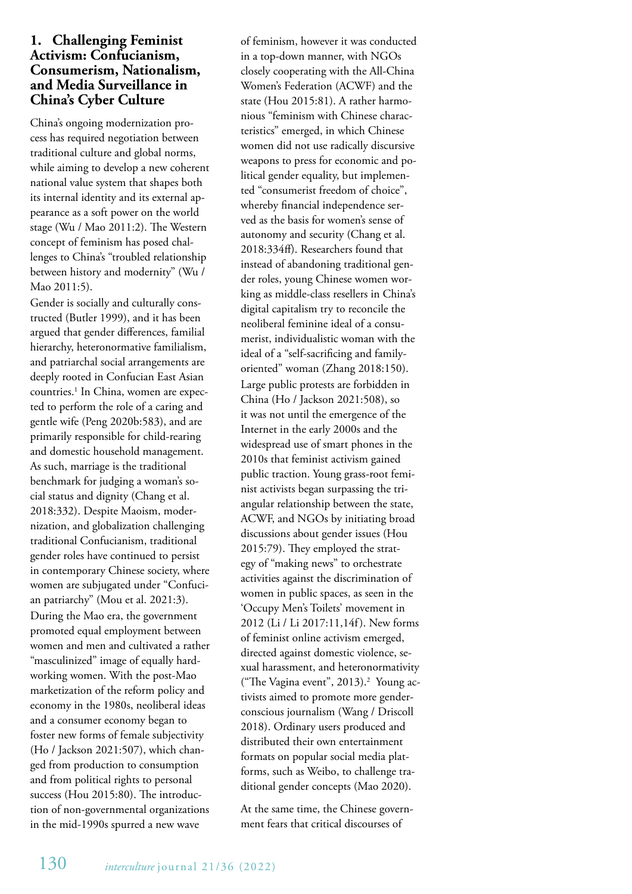## 1. Challenging Feminist Activism: Confucianism, Consumerism, Nationalism, and Media Surveillance in China's Cyber Culture

China's ongoing modernization process has required negotiation between traditional culture and global norms, while aiming to develop a new coherent national value system that shapes both its internal identity and its external appearance as a soft power on the world stage (Wu / Mao 2011:2). The Western concept of feminism has posed challenges to China's "troubled relationship between history and modernity" (Wu / Mao 2011:5).

Gender is socially and culturally constructed (Butler 1999), and it has been argued that gender differences, familial hierarchy, heteronormative familialism, and patriarchal social arrangements are deeply rooted in Confucian East Asian countries.[1] In China, women are expected to perform the role of a caring and gentle wife (Peng 2020b:583), and are primarily responsible for child-rearing and domestic household management. As such, marriage is the traditional benchmark for judging a woman's social status and dignity (Chang et al. 2018:332). Despite Maoism, modernization, and globalization challenging traditional Confucianism, traditional gender roles have continued to persist in contemporary Chinese society, where women are subjugated under "Confucian patriarchy" (Mou et al. 2021:3).

During the Mao era, the government promoted equal employment between women and men and cultivated a rather "masculinized" image of equally hardworking women. With the post-Mao marketization of the reform policy and economy in the 1980s, neoliberal ideas and a consumer economy began to foster new forms of female subjectivity (Ho / Jackson 2021:507), which changed from production to consumption and from political rights to personal success (Hou 2015:80). The introduction of non-governmental organizations in the mid-1990s spurred a new wave of feminism, however it was conducted in a top-down manner, with NGOs closely cooperating with the All-China Women's Federation (ACWF) and the state (Hou 2015:81). A rather harmonious "feminism with Chinese characteristics" emerged, in which Chinese women did not use radically discursive weapons to press for economic and political gender equality, but implemented "consumerist freedom of choice", whereby financial independence served as the basis for women's sense of autonomy and security (Chang et al. 2018:334ff). Researchers found that instead of abandoning traditional gender roles, young Chinese women working as middle-class resellers in China's digital capitalism try to reconcile the neoliberal feminine ideal of a consumerist, individualistic woman with the ideal of a "self-sacrificing and family-oriented" woman (Zhang 2018:150).

Large public protests are forbidden in China (Ho / Jackson 2021:508), so it was not until the emergence of the Internet in the early 2000s and the widespread use of smart phones in the 2010s that feminist activism gained public traction. Young grass-root feminist activists began surpassing the triangular relationship between the state, ACWF, and NGOs by initiating broad discussions about gender issues (Hou 2015:79). They employed the strategy of "making news" to orchestrate activities against the discrimination of women in public spaces, as seen in the 'Occupy Men's Toilets' movement in 2012 (Li / Li 2017:11,14f). New forms of feminist online activism emerged, directed against domestic violence, sexual harassment, and heteronormativity ("The Vagina event", 2013).[2] Young activists aimed to promote more gender-conscious journalism (Wang / Driscoll 2018). Ordinary users produced and distributed their own entertainment formats on popular social media platforms, such as Weibo, to challenge traditional gender concepts (Mao 2020).

At the same time, the Chinese government fears that critical discourses of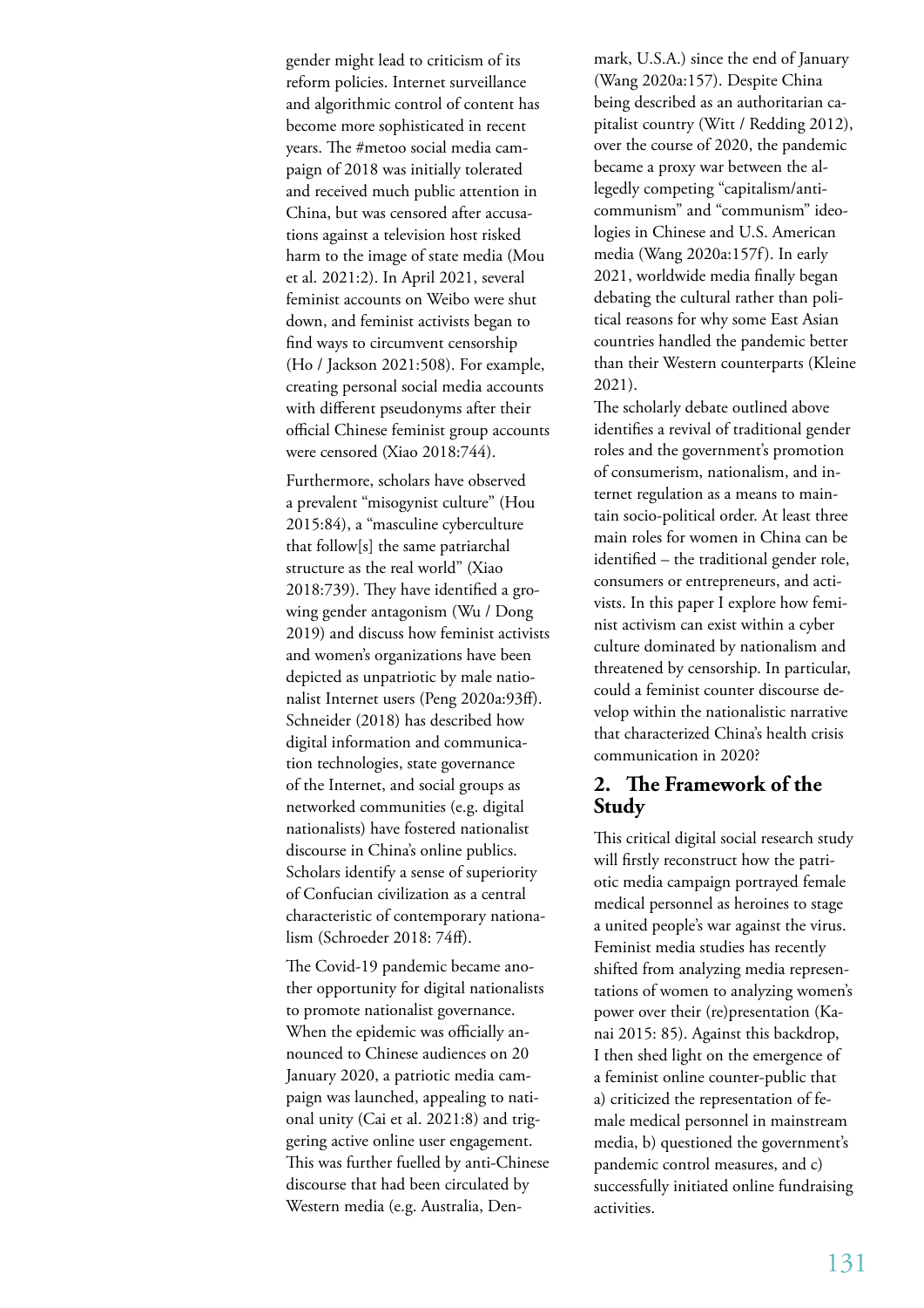gender might lead to criticism of its reform policies. Internet surveillance and algorithmic control of content has become more sophisticated in recent years. The #metoo social media campaign of 2018 was initially tolerated and received much public attention in China, but was censored after accusations against a television host risked harm to the image of state media (Mou et al. 2021:2). In April 2021, several feminist accounts on Weibo were shut down, and feminist activists began to find ways to circumvent censorship (Ho / Jackson 2021:508). For example, creating personal social media accounts with different pseudonyms after their official Chinese feminist group accounts were censored (Xiao 2018:744).

Furthermore, scholars have observed a prevalent "misogynist culture" (Hou 2015:84), a "masculine cyberculture that follow[s] the same patriarchal structure as the real world" (Xiao 2018:739). They have identified a growing gender antagonism (Wu / Dong 2019) and discuss how feminist activists and women's organizations have been depicted as unpatriotic by male nationalist Internet users (Peng 2020a:93ff). Schneider (2018) has described how digital information and communication technologies, state governance of the Internet, and social groups as networked communities (e.g. digital nationalists) have fostered nationalist discourse in China's online publics. Scholars identify a sense of superiority of Confucian civilization as a central characteristic of contemporary nationalism (Schroeder 2018: 74ff).

The Covid-19 pandemic became another opportunity for digital nationalists to promote nationalist governance. When the epidemic was officially announced to Chinese audiences on 20 January 2020, a patriotic media campaign was launched, appealing to national unity (Cai et al. 2021:8) and triggering active online user engagement. This was further fuelled by anti-Chinese discourse that had been circulated by Western media (e.g. Australia, Denmark, U.S.A.) since the end of January (Wang 2020a:157). Despite China being described as an authoritarian capitalist country (Witt / Redding 2012), over the course of 2020, the pandemic became a proxy war between the allegedly competing "capitalism/anticommunism" and "communism" ideologies in Chinese and U.S. American media (Wang 2020a:157f). In early 2021, worldwide media finally began debating the cultural rather than political reasons for why some East Asian countries handled the pandemic better than their Western counterparts (Kleine 2021).

The scholarly debate outlined above identifies a revival of traditional gender roles and the government's promotion of consumerism, nationalism, and internet regulation as a means to maintain socio-political order. At least three main roles for women in China can be identified – the traditional gender role, consumers or entrepreneurs, and activists. In this paper I explore how feminist activism can exist within a cyber culture dominated by nationalism and threatened by censorship. In particular, could a feminist counter discourse develop within the nationalistic narrative that characterized China's health crisis communication in 2020?

## 2. The Framework of the Study

This critical digital social research study will firstly reconstruct how the patriotic media campaign portrayed female medical personnel as heroines to stage a united people's war against the virus. Feminist media studies has recently shifted from analyzing media representations of women to analyzing women's power over their (re)presentation (Kanai 2015: 85). Against this backdrop, I then shed light on the emergence of a feminist online counter-public that a) criticized the representation of female medical personnel in mainstream media, b) questioned the government's pandemic control measures, and c) successfully initiated online fundraising activities.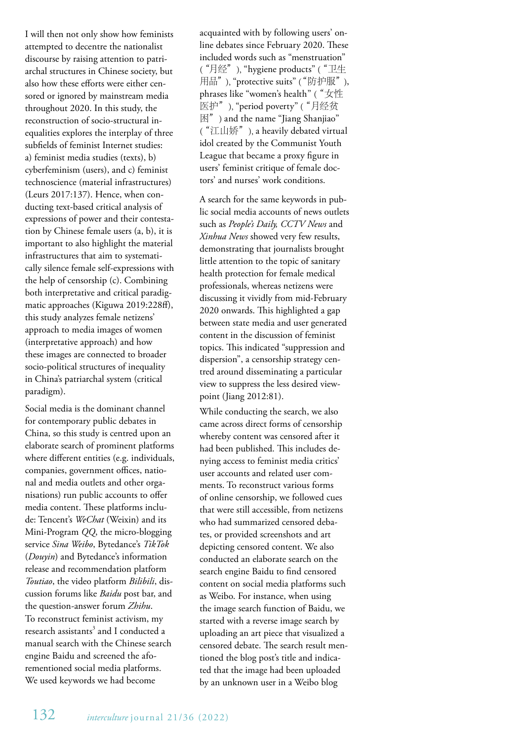I will then not only show how feminists attempted to decentre the nationalist discourse by raising attention to patriarchal structures in Chinese society, but also how these efforts were either censored or ignored by mainstream media throughout 2020. In this study, the reconstruction of socio-structural inequalities explores the interplay of three subfields of feminist Internet studies: a) feminist media studies (texts), b) cyberfeminism (users), and c) feminist technoscience (material infrastructures) (Leurs 2017:137). Hence, when conducting text-based critical analysis of expressions of power and their contestation by Chinese female users (a, b), it is important to also highlight the material infrastructures that aim to systematically silence female self-expressions with the help of censorship (c). Combining both interpretative and critical paradigmatic approaches (Kiguwa 2019:228ff), this study analyzes female netizens' approach to media images of women (interpretative approach) and how these images are connected to broader socio-political structures of inequality in China's patriarchal system (critical paradigm).

Social media is the dominant channel for contemporary public debates in China, so this study is centred upon an elaborate search of prominent platforms where different entities (e.g. individuals, companies, government offices, national and media outlets and other organisations) run public accounts to offer media content. These platforms include: Tencent's *WeChat* (Weixin) and its Mini-Program *QQ*, the micro-blogging service *Sina Weibo*, Bytedance's *TikTok* (*Douyin*) and Bytedance's information release and recommendation platform *Toutiao*, the video platform *Bilibili*, discussion forums like *Baidu* post bar, and the question-answer forum *Zhihu*. To reconstruct feminist activism, my research assistants[3] and I conducted a manual search with the Chinese search engine Baidu and screened the aforementioned social media platforms. We used keywords we had become acquainted with by following users' online debates since February 2020. These included words such as "menstruation" (“月经”), "hygiene products" (“卫生用品”), "protective suits" (“防护服”), phrases like "women's health" (“女性医护”), "period poverty" (“月经贫困”) and the name "Jiang Shanjiao" (“江山娇”), a heavily debated virtual idol created by the Communist Youth League that became a proxy figure in users' feminist critique of female doctors' and nurses' work conditions.

A search for the same keywords in public social media accounts of news outlets such as *People's Daily, CCTV News* and *Xinhua News* showed very few results, demonstrating that journalists brought little attention to the topic of sanitary health protection for female medical professionals, whereas netizens were discussing it vividly from mid-February 2020 onwards. This highlighted a gap between state media and user generated content in the discussion of feminist topics. This indicated "suppression and dispersion", a censorship strategy centred around disseminating a particular view to suppress the less desired viewpoint (Jiang 2012:81).

While conducting the search, we also came across direct forms of censorship whereby content was censored after it had been published. This includes denying access to feminist media critics' user accounts and related user comments. To reconstruct various forms of online censorship, we followed cues that were still accessible, from netizens who had summarized censored debates, or provided screenshots and art depicting censored content. We also conducted an elaborate search on the search engine Baidu to find censored content on social media platforms such as Weibo. For instance, when using the image search function of Baidu, we started with a reverse image search by uploading an art piece that visualized a censored debate. The search result mentioned the blog post's title and indicated that the image had been uploaded by an unknown user in a Weibo blog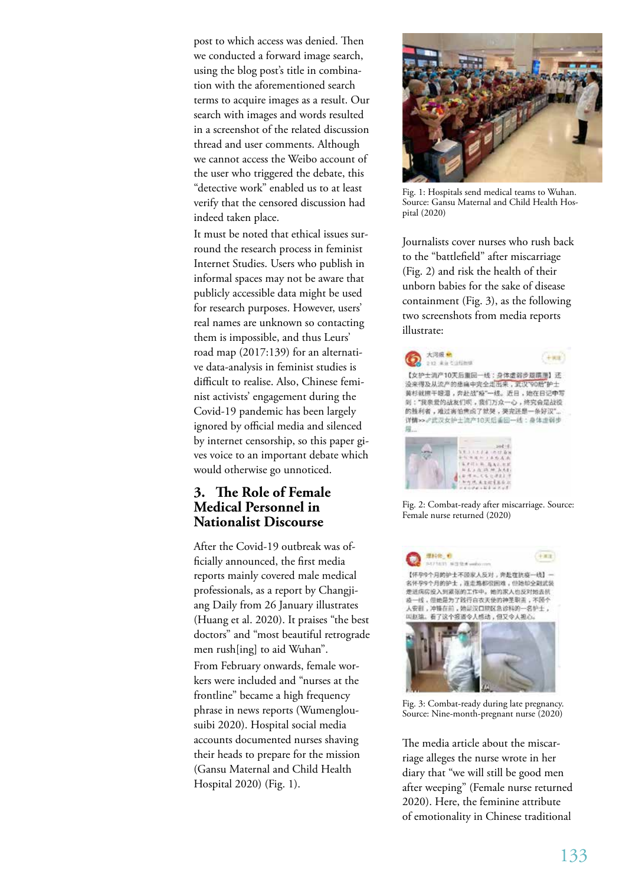post to which access was denied. Then we conducted a forward image search, using the blog post's title in combination with the aforementioned search terms to acquire images as a result. Our search with images and words resulted in a screenshot of the related discussion thread and user comments. Although we cannot access the Weibo account of the user who triggered the debate, this "detective work" enabled us to at least verify that the censored discussion had indeed taken place.

It must be noted that ethical issues surround the research process in feminist Internet Studies. Users who publish in informal spaces may not be aware that publicly accessible data might be used for research purposes. However, users' real names are unknown so contacting them is impossible, and thus Leurs' road map (2017:139) for an alternative data-analysis in feminist studies is difficult to realise. Also, Chinese feminist activists' engagement during the Covid-19 pandemic has been largely ignored by official media and silenced by internet censorship, so this paper gives voice to an important debate which would otherwise go unnoticed.

## 3. The Role of Female Medical Personnel in Nationalist Discourse

After the Covid-19 outbreak was officially announced, the first media reports mainly covered male medical professionals, as a report by Changjiang Daily from 26 January illustrates (Huang et al. 2020). It praises "the best doctors" and "most beautiful retrograde men rush[ing] to aid Wuhan".

From February onwards, female workers were included and "nurses at the frontline" became a high frequency phrase in news reports (Wumenglousuibi 2020). Hospital social media accounts documented nurses shaving their heads to prepare for the mission (Gansu Maternal and Child Health Hospital 2020) (Fig. 1).

Fig. 1: Hospitals send medical teams to Wuhan. Source: Gansu Maternal and Child Health Hospital (2020)

Journalists cover nurses who rush back to the "battlefield" after miscarriage (Fig. 2) and risk the health of their unborn babies for the sake of disease containment (Fig. 3), as the following two screenshots from media reports illustrate:

Fig. 2: Combat-ready after miscarriage. Source: Female nurse returned (2020)

Fig. 3: Combat-ready during late pregnancy. Source: Nine-month-pregnant nurse (2020)

The media article about the miscarriage alleges the nurse wrote in her diary that "we will still be good men after weeping" (Female nurse returned 2020). Here, the feminine attribute of emotionality in Chinese traditional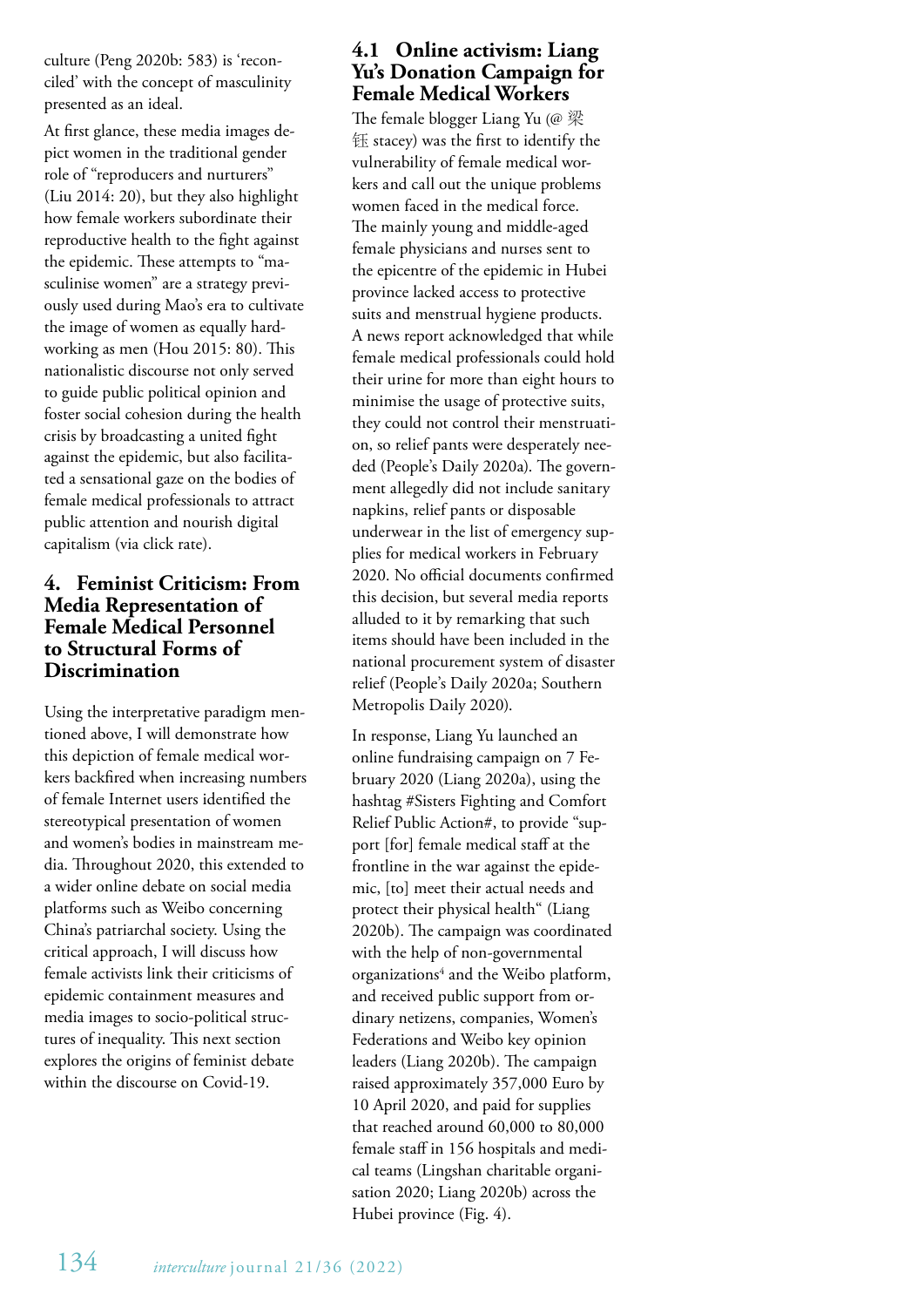culture (Peng 2020b: 583) is 'reconciled' with the concept of masculinity presented as an ideal.

At first glance, these media images depict women in the traditional gender role of "reproducers and nurturers" (Liu 2014: 20), but they also highlight how female workers subordinate their reproductive health to the fight against the epidemic. These attempts to "masculinise women" are a strategy previously used during Mao's era to cultivate the image of women as equally hardworking as men (Hou 2015: 80). This nationalistic discourse not only served to guide public political opinion and foster social cohesion during the health crisis by broadcasting a united fight against the epidemic, but also facilitated a sensational gaze on the bodies of female medical professionals to attract public attention and nourish digital capitalism (via click rate).

## 4. Feminist Criticism: From Media Representation of Female Medical Personnel to Structural Forms of Discrimination

Using the interpretative paradigm mentioned above, I will demonstrate how this depiction of female medical workers backfired when increasing numbers of female Internet users identified the stereotypical presentation of women and women's bodies in mainstream media. Throughout 2020, this extended to a wider online debate on social media platforms such as Weibo concerning China's patriarchal society. Using the critical approach, I will discuss how female activists link their criticisms of epidemic containment measures and media images to socio-political structures of inequality. This next section explores the origins of feminist debate within the discourse on Covid-19.

### 4.1 Online activism: Liang Yu's Donation Campaign for Female Medical Workers

The female blogger Liang Yu (@ 梁钰 stacey) was the first to identify the vulnerability of female medical workers and call out the unique problems women faced in the medical force. The mainly young and middle-aged female physicians and nurses sent to the epicentre of the epidemic in Hubei province lacked access to protective suits and menstrual hygiene products. A news report acknowledged that while female medical professionals could hold their urine for more than eight hours to minimise the usage of protective suits, they could not control their menstruation, so relief pants were desperately needed (People's Daily 2020a). The government allegedly did not include sanitary napkins, relief pants or disposable underwear in the list of emergency supplies for medical workers in February 2020. No official documents confirmed this decision, but several media reports alluded to it by remarking that such items should have been included in the national procurement system of disaster relief (People's Daily 2020a; Southern Metropolis Daily 2020).

In response, Liang Yu launched an online fundraising campaign on 7 February 2020 (Liang 2020a), using the hashtag #Sisters Fighting and Comfort Relief Public Action#, to provide "support [for] female medical staff at the frontline in the war against the epidemic, [to] meet their actual needs and protect their physical health" (Liang 2020b). The campaign was coordinated with the help of non-governmental organizations[4] and the Weibo platform, and received public support from ordinary netizens, companies, Women's Federations and Weibo key opinion leaders (Liang 2020b). The campaign raised approximately 357,000 Euro by 10 April 2020, and paid for supplies that reached around 60,000 to 80,000 female staff in 156 hospitals and medical teams (Lingshan charitable organisation 2020; Liang 2020b) across the Hubei province (Fig. 4).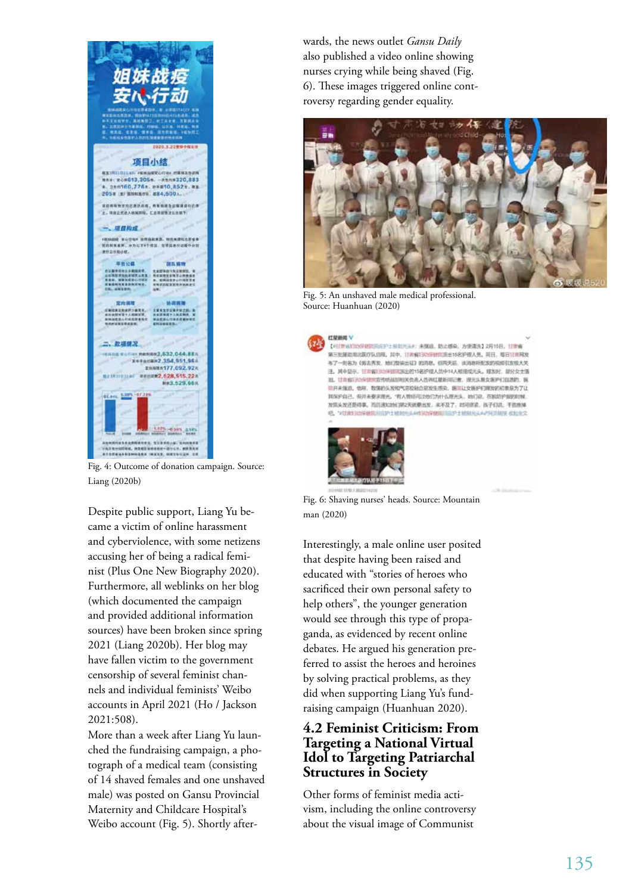Fig. 4: Outcome of donation campaign. Source: Liang (2020b)

Despite public support, Liang Yu became a victim of online harassment and cyberviolence, with some netizens accusing her of being a radical feminist (Plus One New Biography 2020). Furthermore, all weblinks on her blog (which documented the campaign and provided additional information sources) have been broken since spring 2021 (Liang 2020b). Her blog may have fallen victim to the government censorship of several feminist channels and individual feminists' Weibo accounts in April 2021 (Ho / Jackson 2021:508).

More than a week after Liang Yu launched the fundraising campaign, a photograph of a medical team (consisting of 14 shaved females and one unshaved male) was posted on Gansu Provincial Maternity and Childcare Hospital's Weibo account (Fig. 5). Shortly afterwards, the news outlet *Gansu Daily* also published a video online showing nurses crying while being shaved (Fig. 6). These images triggered online controversy regarding gender equality.

Fig. 5: An unshaved male medical professional. Source: Huanhuan (2020)

Fig. 6: Shaving nurses' heads. Source: Mountain man (2020)

Interestingly, a male online user posited that despite having been raised and educated with "stories of heroes who sacrificed their own personal safety to help others", the younger generation would see through this type of propaganda, as evidenced by recent online debates. He argued his generation preferred to assist the heroes and heroines by solving practical problems, as they did when supporting Liang Yu's fundraising campaign (Huanhuan 2020).

## 4.2 Feminist Criticism: From Targeting a National Virtual Idol to Targeting Patriarchal Structures in Society

Other forms of feminist media activism, including the online controversy about the visual image of Communist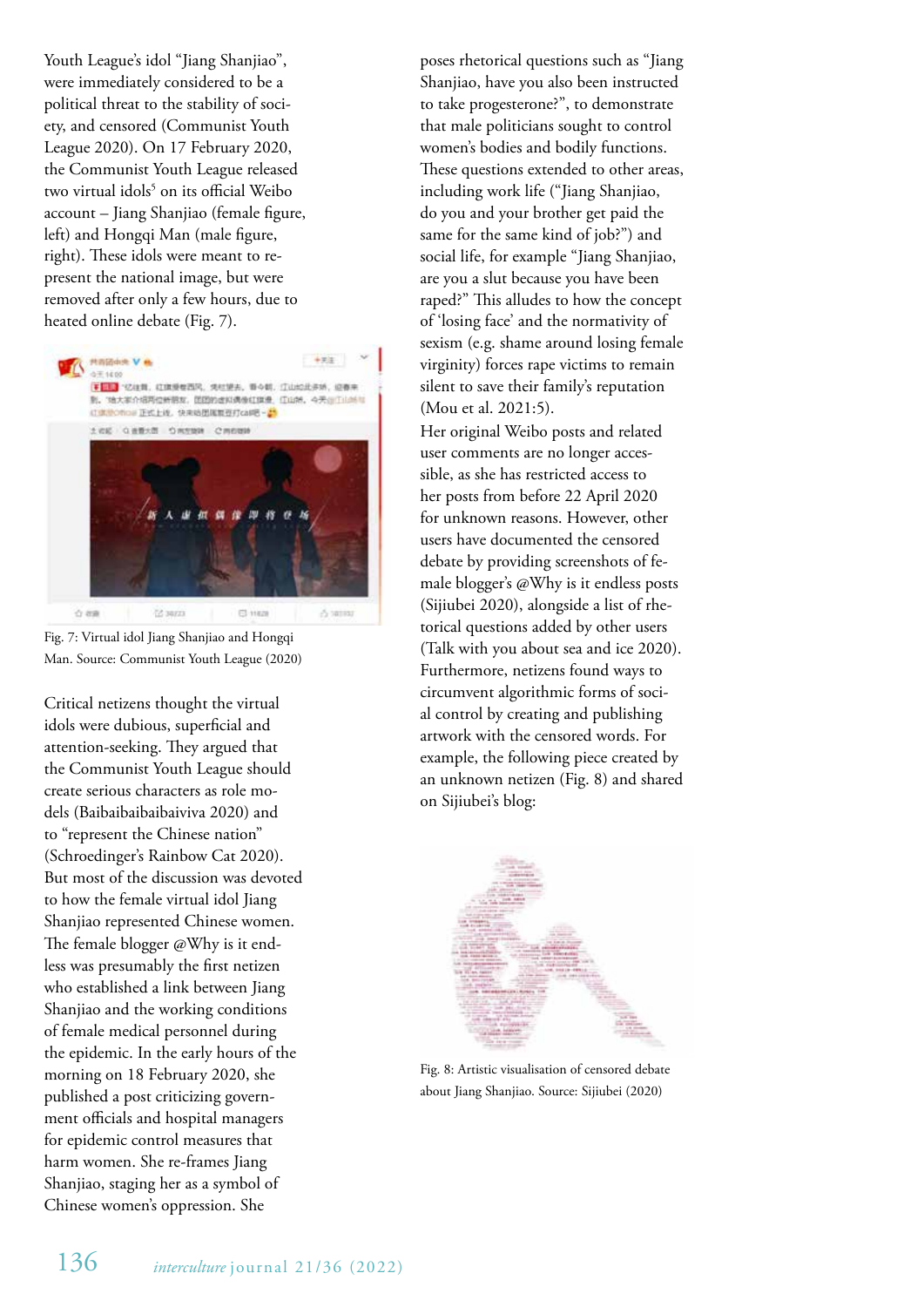Youth League's idol "Jiang Shanjiao", were immediately considered to be a political threat to the stability of society, and censored (Communist Youth League 2020). On 17 February 2020, the Communist Youth League released two virtual idols[5] on its official Weibo account – Jiang Shanjiao (female figure, left) and Hongqi Man (male figure, right). These idols were meant to represent the national image, but were removed after only a few hours, due to heated online debate (Fig. 7).

Fig. 7: Virtual idol Jiang Shanjiao and Hongqi Man. Source: Communist Youth League (2020)

Critical netizens thought the virtual idols were dubious, superficial and attention-seeking. They argued that the Communist Youth League should create serious characters as role models (Baibaibaibaibaiviva 2020) and to "represent the Chinese nation" (Schroedinger's Rainbow Cat 2020). But most of the discussion was devoted to how the female virtual idol Jiang Shanjiao represented Chinese women. The female blogger @Why is it endless was presumably the first netizen who established a link between Jiang Shanjiao and the working conditions of female medical personnel during the epidemic. In the early hours of the morning on 18 February 2020, she published a post criticizing government officials and hospital managers for epidemic control measures that harm women. She re-frames Jiang Shanjiao, staging her as a symbol of Chinese women's oppression. She poses rhetorical questions such as "Jiang Shanjiao, have you also been instructed to take progesterone?", to demonstrate that male politicians sought to control women's bodies and bodily functions. These questions extended to other areas, including work life ("Jiang Shanjiao, do you and your brother get paid the same for the same kind of job?") and social life, for example "Jiang Shanjiao, are you a slut because you have been raped?" This alludes to how the concept of 'losing face' and the normativity of sexism (e.g. shame around losing female virginity) forces rape victims to remain silent to save their family's reputation (Mou et al. 2021:5).

Her original Weibo posts and related user comments are no longer accessible, as she has restricted access to her posts from before 22 April 2020 for unknown reasons. However, other users have documented the censored debate by providing screenshots of female blogger's @Why is it endless posts (Sijiubei 2020), alongside a list of rhetorical questions added by other users (Talk with you about sea and ice 2020). Furthermore, netizens found ways to circumvent algorithmic forms of social control by creating and publishing artwork with the censored words. For example, the following piece created by an unknown netizen (Fig. 8) and shared on Sijiubei's blog:

Fig. 8: Artistic visualisation of censored debate about Jiang Shanjiao. Source: Sijiubei (2020)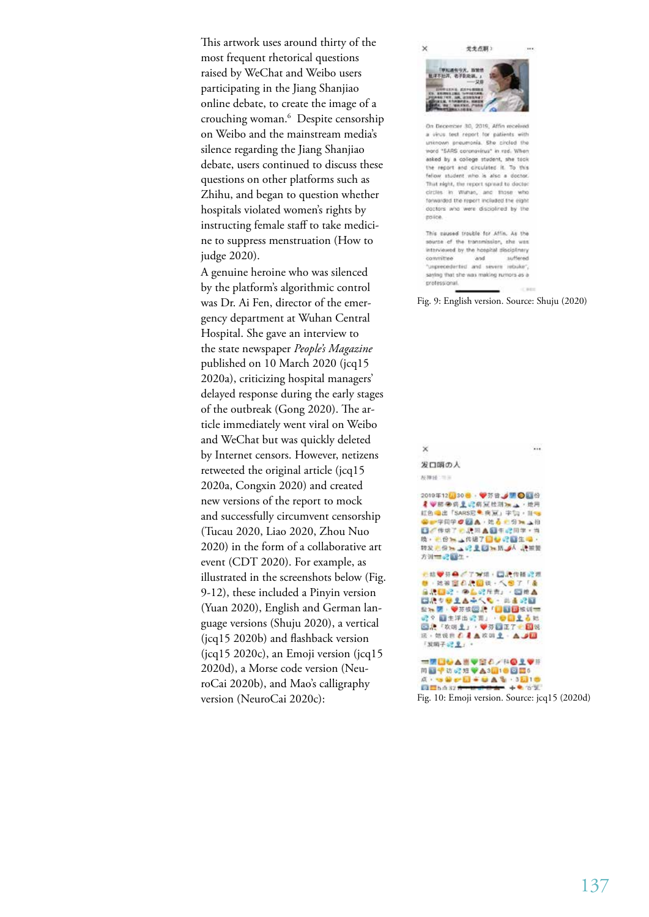This artwork uses around thirty of the most frequent rhetorical questions raised by WeChat and Weibo users participating in the Jiang Shanjiao online debate, to create the image of a crouching woman.[6] Despite censorship on Weibo and the mainstream media's silence regarding the Jiang Shanjiao debate, users continued to discuss these questions on other platforms such as Zhihu, and began to question whether hospitals violated women's rights by instructing female staff to take medicine to suppress menstruation (How to judge 2020).

A genuine heroine who was silenced by the platform's algorithmic control was Dr. Ai Fen, director of the emergency department at Wuhan Central Hospital. She gave an interview to the state newspaper *People's Magazine* published on 10 March 2020 (jcq15 2020a), criticizing hospital managers' delayed response during the early stages of the outbreak (Gong 2020). The article immediately went viral on Weibo and WeChat but was quickly deleted by Internet censors. However, netizens retweeted the original article (jcq15 2020a, Congxin 2020) and created new versions of the report to mock and successfully circumvent censorship (Tucau 2020, Liao 2020, Zhou Nuo 2020) in the form of a collaborative art event (CDT 2020). For example, as illustrated in the screenshots below (Fig. 9-12), these included a Pinyin version (Yuan 2020), English and German language versions (Shuju 2020), a vertical (jcq15 2020b) and flashback version (jcq15 2020c), an Emoji version (jcq15 2020d), a Morse code version (NeuroCai 2020b), and Mao's calligraphy version (NeuroCai 2020c):

Fig. 9: English version. Source: Shuju (2020)

Fig. 10: Emoji version. Source: jcq15 (2020d)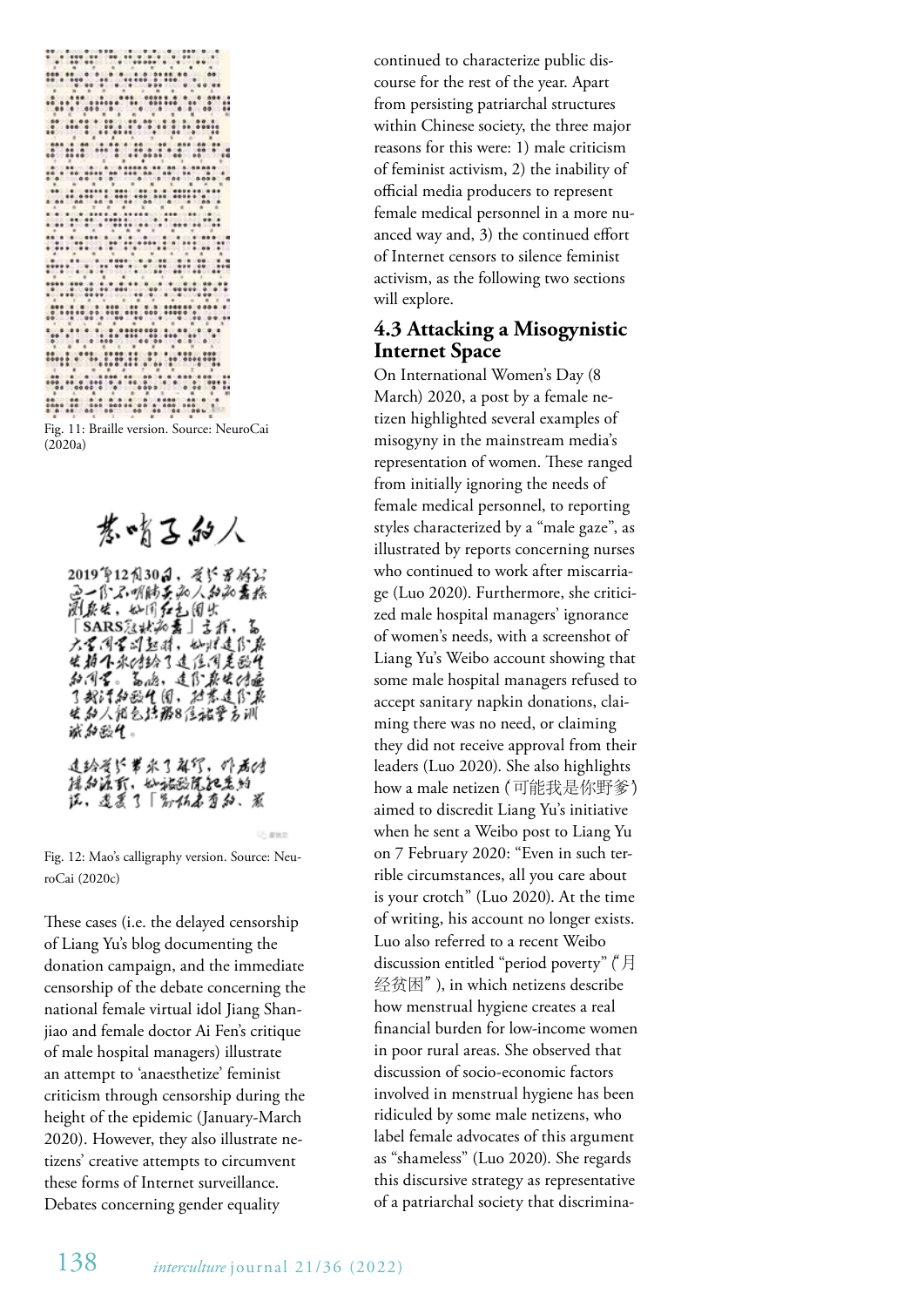Fig. 11: Braille version. Source: NeuroCai (2020a)

Fig. 12: Mao's calligraphy version. Source: NeuroCai (2020c)

These cases (i.e. the delayed censorship of Liang Yu's blog documenting the donation campaign, and the immediate censorship of the debate concerning the national female virtual idol Jiang Shanjiao and female doctor Ai Fen's critique of male hospital managers) illustrate an attempt to 'anaesthetize' feminist criticism through censorship during the height of the epidemic (January-March 2020). However, they also illustrate netizens' creative attempts to circumvent these forms of Internet surveillance. Debates concerning gender equality continued to characterize public discourse for the rest of the year. Apart from persisting patriarchal structures within Chinese society, the three major reasons for this were: 1) male criticism of feminist activism, 2) the inability of official media producers to represent female medical personnel in a more nuanced way and, 3) the continued effort of Internet censors to silence feminist activism, as the following two sections will explore.

### 4.3 Attacking a Misogynistic Internet Space

On International Women's Day (8 March) 2020, a post by a female netizen highlighted several examples of misogyny in the mainstream media's representation of women. These ranged from initially ignoring the needs of female medical personnel, to reporting styles characterized by a "male gaze", as illustrated by reports concerning nurses who continued to work after miscarriage (Luo 2020). Furthermore, she criticized male hospital managers' ignorance of women's needs, with a screenshot of Liang Yu's Weibo account showing that some male hospital managers refused to accept sanitary napkin donations, claiming there was no need, or claiming they did not receive approval from their leaders (Luo 2020). She also highlights how a male netizen (可能我是你野爹) aimed to discredit Liang Yu's initiative when he sent a Weibo post to Liang Yu on 7 February 2020: "Even in such terrible circumstances, all you care about is your crotch" (Luo 2020). At the time of writing, his account no longer exists. Luo also referred to a recent Weibo discussion entitled "period poverty" ("月经贫困"), in which netizens describe how menstrual hygiene creates a real financial burden for low-income women in poor rural areas. She observed that discussion of socio-economic factors involved in menstrual hygiene has been ridiculed by some male netizens, who label female advocates of this argument as "shameless" (Luo 2020). She regards this discursive strategy as representative of a patriarchal society that discrimina-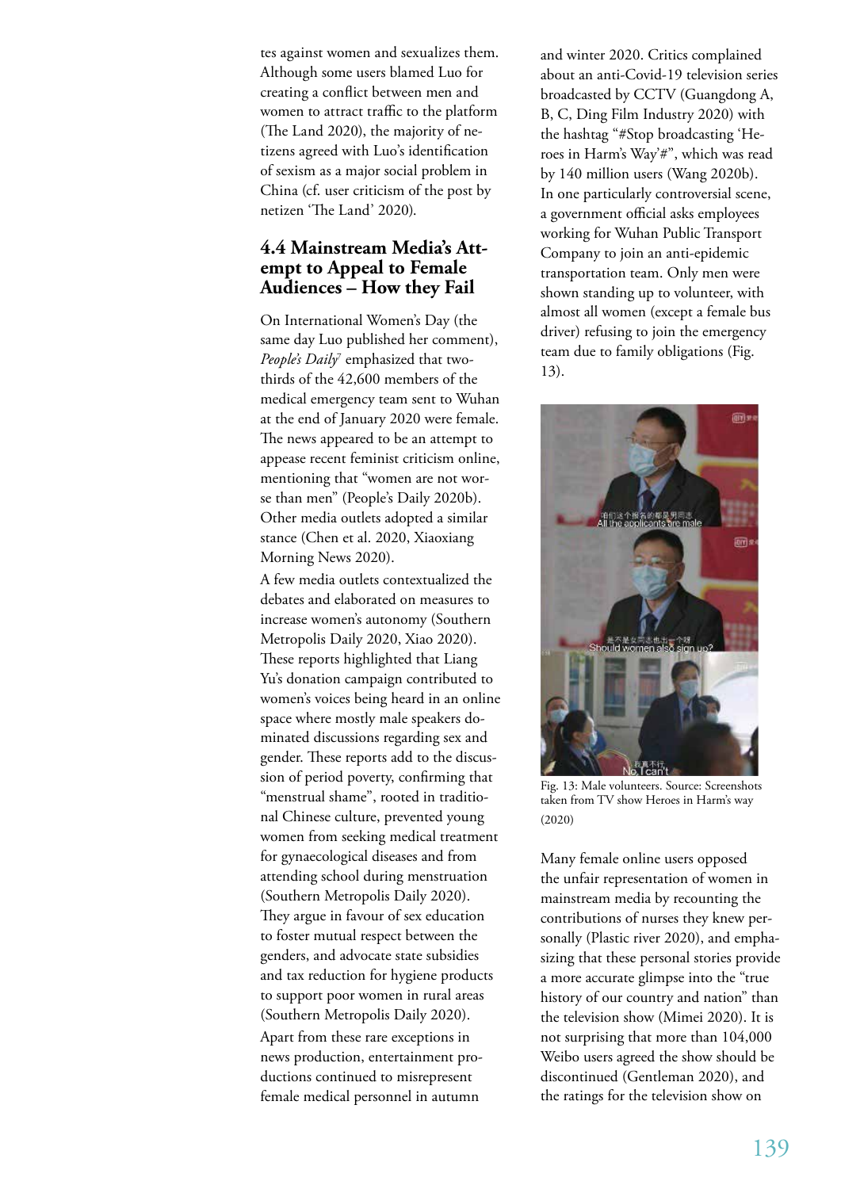tes against women and sexualizes them. Although some users blamed Luo for creating a conflict between men and women to attract traffic to the platform (The Land 2020), the majority of netizens agreed with Luo's identification of sexism as a major social problem in China (cf. user criticism of the post by netizen 'The Land' 2020).

## 4.4 Mainstream Media's Attempt to Appeal to Female Audiences – How they Fail

On International Women's Day (the same day Luo published her comment), *People's Daily*[7] emphasized that two-thirds of the 42,600 members of the medical emergency team sent to Wuhan at the end of January 2020 were female. The news appeared to be an attempt to appease recent feminist criticism online, mentioning that "women are not worse than men" (People's Daily 2020b). Other media outlets adopted a similar stance (Chen et al. 2020, Xiaoxiang Morning News 2020).

A few media outlets contextualized the debates and elaborated on measures to increase women's autonomy (Southern Metropolis Daily 2020, Xiao 2020). These reports highlighted that Liang Yu's donation campaign contributed to women's voices being heard in an online space where mostly male speakers dominated discussions regarding sex and gender. These reports add to the discussion of period poverty, confirming that "menstrual shame", rooted in traditional Chinese culture, prevented young women from seeking medical treatment for gynaecological diseases and from attending school during menstruation (Southern Metropolis Daily 2020). They argue in favour of sex education to foster mutual respect between the genders, and advocate state subsidies and tax reduction for hygiene products to support poor women in rural areas (Southern Metropolis Daily 2020).

Apart from these rare exceptions in news production, entertainment productions continued to misrepresent female medical personnel in autumn and winter 2020. Critics complained about an anti-Covid-19 television series broadcasted by CCTV (Guangdong A, B, C, Ding Film Industry 2020) with the hashtag "#Stop broadcasting 'Heroes in Harm's Way'#", which was read by 140 million users (Wang 2020b). In one particularly controversial scene, a government official asks employees working for Wuhan Public Transport Company to join an anti-epidemic transportation team. Only men were shown standing up to volunteer, with almost all women (except a female bus driver) refusing to join the emergency team due to family obligations (Fig. 13).

Fig. 13: Male volunteers. Source: Screenshots taken from TV show Heroes in Harm's way (2020)

Many female online users opposed the unfair representation of women in mainstream media by recounting the contributions of nurses they knew personally (Plastic river 2020), and emphasizing that these personal stories provide a more accurate glimpse into the "true history of our country and nation" than the television show (Mimei 2020). It is not surprising that more than 104,000 Weibo users agreed the show should be discontinued (Gentleman 2020), and the ratings for the television show on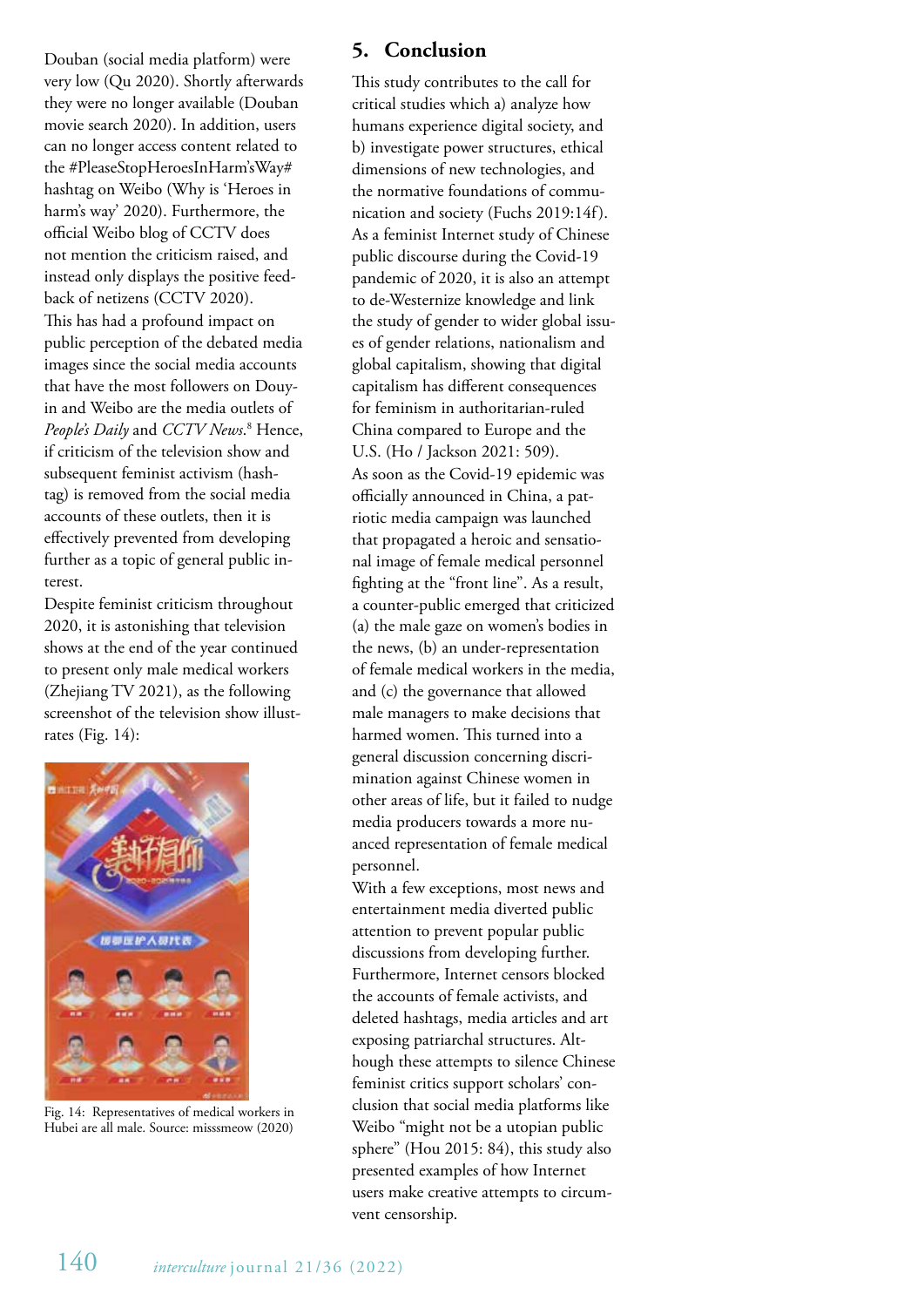Douban (social media platform) were very low (Qu 2020). Shortly afterwards they were no longer available (Douban movie search 2020). In addition, users can no longer access content related to the #PleaseStopHeroesInHarm'sWay# hashtag on Weibo (Why is 'Heroes in harm's way' 2020). Furthermore, the official Weibo blog of CCTV does not mention the criticism raised, and instead only displays the positive feedback of netizens (CCTV 2020).

This has had a profound impact on public perception of the debated media images since the social media accounts that have the most followers on Douyin and Weibo are the media outlets of *People's Daily* and *CCTV News*.[8] Hence, if criticism of the television show and subsequent feminist activism (hashtag) is removed from the social media accounts of these outlets, then it is effectively prevented from developing further as a topic of general public interest.

Despite feminist criticism throughout 2020, it is astonishing that television shows at the end of the year continued to present only male medical workers (Zhejiang TV 2021), as the following screenshot of the television show illustrates (Fig. 14):

Fig. 14: Representatives of medical workers in Hubei are all male. Source: misssmeow (2020)

## 5. Conclusion

This study contributes to the call for critical studies which a) analyze how humans experience digital society, and b) investigate power structures, ethical dimensions of new technologies, and the normative foundations of communication and society (Fuchs 2019:14f). As a feminist Internet study of Chinese public discourse during the Covid-19 pandemic of 2020, it is also an attempt to de-Westernize knowledge and link the study of gender to wider global issues of gender relations, nationalism and global capitalism, showing that digital capitalism has different consequences for feminism in authoritarian-ruled China compared to Europe and the U.S. (Ho / Jackson 2021: 509).

As soon as the Covid-19 epidemic was officially announced in China, a patriotic media campaign was launched that propagated a heroic and sensational image of female medical personnel fighting at the "front line". As a result, a counter-public emerged that criticized (a) the male gaze on women's bodies in the news, (b) an under-representation of female medical workers in the media, and (c) the governance that allowed male managers to make decisions that harmed women. This turned into a general discussion concerning discrimination against Chinese women in other areas of life, but it failed to nudge media producers towards a more nuanced representation of female medical personnel.

With a few exceptions, most news and entertainment media diverted public attention to prevent popular public discussions from developing further. Furthermore, Internet censors blocked the accounts of female activists, and deleted hashtags, media articles and art exposing patriarchal structures. Although these attempts to silence Chinese feminist critics support scholars' conclusion that social media platforms like Weibo "might not be a utopian public sphere" (Hou 2015: 84), this study also presented examples of how Internet users make creative attempts to circumvent censorship.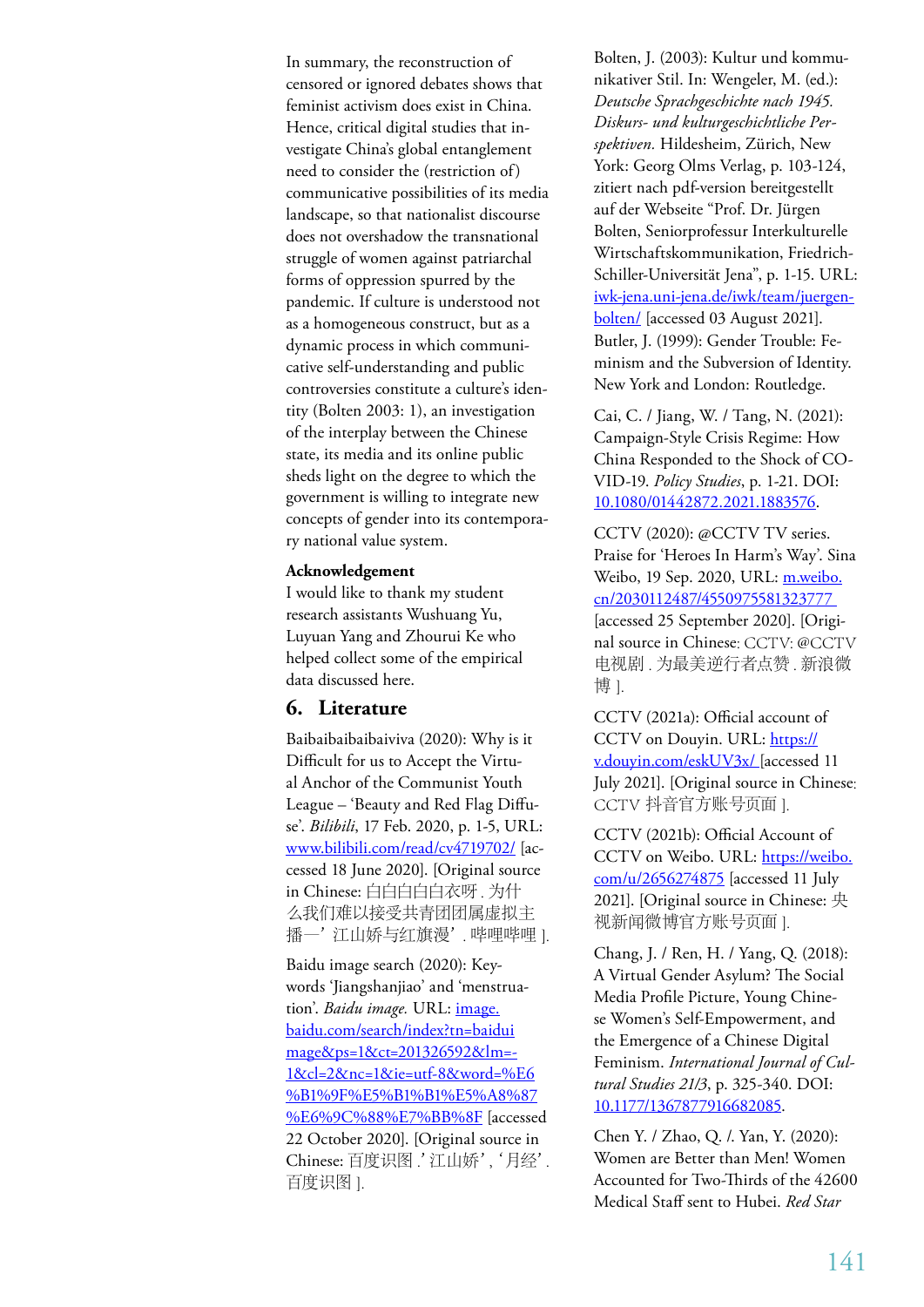In summary, the reconstruction of censored or ignored debates shows that feminist activism does exist in China. Hence, critical digital studies that investigate China's global entanglement need to consider the (restriction of) communicative possibilities of its media landscape, so that nationalist discourse does not overshadow the transnational struggle of women against patriarchal forms of oppression spurred by the pandemic. If culture is understood not as a homogeneous construct, but as a dynamic process in which communicative self-understanding and public controversies constitute a culture's identity (Bolten 2003: 1), an investigation of the interplay between the Chinese state, its media and its online public sheds light on the degree to which the government is willing to integrate new concepts of gender into its contemporary national value system.

**Acknowledgement**

I would like to thank my student research assistants Wushuang Yu, Luyuan Yang and Zhourui Ke who helped collect some of the empirical data discussed here.

## 6. Literature

Baibaibaibaibaiviva (2020): Why is it Difficult for us to Accept the Virtual Anchor of the Communist Youth League – 'Beauty and Red Flag Diffuse'. *Bilibili*, 17 Feb. 2020, p. 1-5, URL: www.bilibili.com/read/cv4719702/ [accessed 18 June 2020]. [Original source in Chinese: 白白白白白衣呀 . 为什么我们难以接受共青团团属虚拟主播—'江山娇与红旗漫' . 哔哩哔哩 ].

Baidu image search (2020): Keywords 'Jiangshanjiao' and 'menstruation'. *Baidu image.* URL: image.baidu.com/search/index?tn=baiduimage&ps=1&ct=201326592&lm=-1&cl=2&nc=1&ie=utf-8&word=%E6%B1%9F%E5%B1%B1%E5%A8%87%E6%9C%88%E7%BB%8F [accessed 22 October 2020]. [Original source in Chinese: 百度识图 .' 江山娇', '月经' . 百度识图 ].

Bolten, J. (2003): Kultur und kommunikativer Stil. In: Wengeler, M. (ed.): *Deutsche Sprachgeschichte nach 1945. Diskurs- und kulturgeschichtliche Perspektiven.* Hildesheim, Zürich, New York: Georg Olms Verlag, p. 103-124, zitiert nach pdf-version bereitgestellt auf der Webseite "Prof. Dr. Jürgen Bolten, Seniorprofessur Interkulturelle Wirtschaftskommunikation, Friedrich-Schiller-Universität Jena", p. 1-15. URL: iwk-jena.uni-jena.de/iwk/team/juergen-bolten/ [accessed 03 August 2021].

Butler, J. (1999): Gender Trouble: Feminism and the Subversion of Identity. New York and London: Routledge.

Cai, C. / Jiang, W. / Tang, N. (2021): Campaign-Style Crisis Regime: How China Responded to the Shock of COVID-19. *Policy Studies*, p. 1-21. DOI: 10.1080/01442872.2021.1883576.

CCTV (2020): @CCTV TV series. Praise for 'Heroes In Harm's Way'. Sina Weibo, 19 Sep. 2020, URL: m.weibo.cn/2030112487/4550975581323777 [accessed 25 September 2020]. [Original source in Chinese: CCTV: @CCTV 电视剧 . 为最美逆行者点赞 . 新浪微博 ].

CCTV (2021a): Official account of CCTV on Douyin. URL: https://v.douyin.com/eskUV3x/ [accessed 11 July 2021]. [Original source in Chinese: CCTV 抖音官方账号页面 ].

CCTV (2021b): Official Account of CCTV on Weibo. URL: https://weibo.com/u/2656274875 [accessed 11 July 2021]. [Original source in Chinese: 央视新闻微博官方账号页面 ].

Chang, J. / Ren, H. / Yang, Q. (2018): A Virtual Gender Asylum? The Social Media Profile Picture, Young Chinese Women's Self-Empowerment, and the Emergence of a Chinese Digital Feminism. *International Journal of Cultural Studies 21/3*, p. 325-340. DOI: 10.1177/1367877916682085.

Chen Y. / Zhao, Q. /. Yan, Y. (2020): Women are Better than Men! Women Accounted for Two-Thirds of the 42600 Medical Staff sent to Hubei. *Red Star*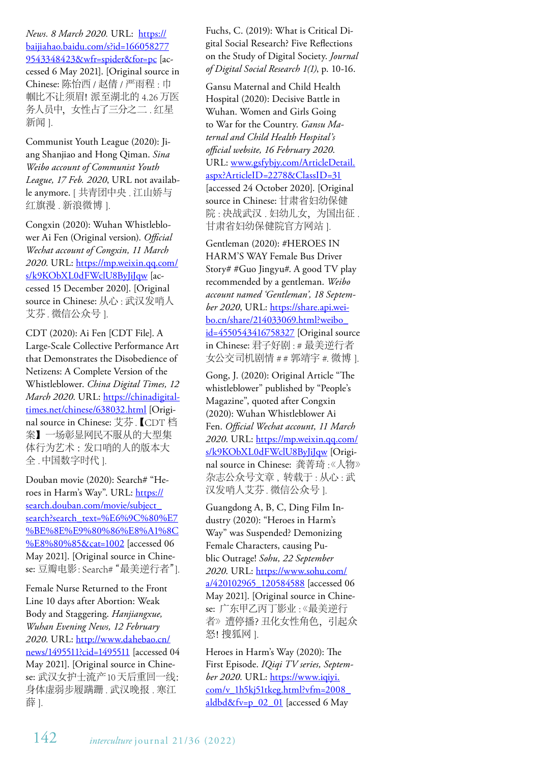*News. 8 March 2020.* URL: https://baijiahao.baidu.com/s?id=1660582779543348423&wfr=spider&for=pc [accessed 6 May 2021]. [Original source in Chinese: 陈怡西 / 赵倩 / 严雨程 : 巾帼比不让须眉! 派至湖北的 4.26 万医务人员中，女性占了三分之二 . 红星新闻 ].

Communist Youth League (2020): Jiang Shanjiao and Hong Qiman. *Sina Weibo account of Communist Youth League, 17 Feb. 2020*, URL not available anymore. [ 共青团中央 . 江山娇与红旗漫 . 新浪微博 ].

Congxin (2020): Wuhan Whistleblower Ai Fen (Original version). *Official Wechat account of Congxin, 11 March 2020.* URL: https://mp.weixin.qq.com/s/k9KObXL0dFWclU8ByJiJqw [accessed 15 December 2020]. [Original source in Chinese: 从心 : 武汉发哨人艾芬 . 微信公众号 ].

CDT (2020): Ai Fen [CDT File]. A Large-Scale Collective Performance Art that Demonstrates the Disobedience of Netizens: A Complete Version of the Whistleblower. *China Digital Times, 12 March 2020.* URL: https://chinadigitaltimes.net/chinese/638032.html [Original source in Chinese: 艾芬 .【CDT 档案】一场彰显网民不服从的大型集体行为艺术 : 发口哨的人的版本大全 . 中国数字时代 ].

Douban movie (2020): Search# "Heroes in Harm's Way". URL: https://search.douban.com/movie/subject_search?search_text=%E6%9C%80%E7%BE%8E%E9%80%86%E8%A1%8C%E8%80%85&cat=1002 [accessed 06 May 2021]. [Original source in Chinese: 豆瓣电影 : Search# "最美逆行者"].

Female Nurse Returned to the Front Line 10 days after Abortion: Weak Body and Staggering. *Hanjiangxue, Wuhan Evening News, 12 February 2020.* URL: http://www.dahebao.cn/news/1495511?cid=1495511 [accessed 04 May 2021]. [Original source in Chinese: 武汉女护士流产 10 天后重回一线: 身体虚弱步履蹒跚 . 武汉晚报 . 寒江薛 ].

Fuchs, C. (2019): What is Critical Digital Social Research? Five Reflections on the Study of Digital Society. *Journal of Digital Social Research 1(1)*, p. 10-16.

Gansu Maternal and Child Health Hospital (2020): Decisive Battle in Wuhan. Women and Girls Going to War for the Country. *Gansu Maternal and Child Health Hospital's official website, 16 February 2020.* URL: www.gsfybjy.com/ArticleDetail.aspx?ArticleID=2278&ClassID=31 [accessed 24 October 2020]. [Original source in Chinese: 甘肃省妇幼保健院 : 决战武汉 . 妇幼儿女，为国出征 . 甘肃省妇幼保健院官方网站 ].

Gentleman (2020): #HEROES IN HARM'S WAY Female Bus Driver Story# #Guo Jingyu#. A good TV play recommended by a gentleman. *Weibo account named 'Gentleman', 18 September 2020*, URL: https://share.api.weibo.cn/share/214033069.html?weibo_id=4550543416758327 [Original source in Chinese: 君子好剧 : # 最美逆行者女公交司机剧情 # # 郭靖宇 #. 微博 ].

Gong, J. (2020): Original Article "The whistleblower" published by "People's Magazine", quoted after Congxin (2020): Wuhan Whistleblower Ai Fen. *Official Wechat account, 11 March 2020.* URL: https://mp.weixin.qq.com/s/k9KObXL0dFWclU8ByJiJqw [Original source in Chinese: 龚菁琦 :《人物》杂志公众号文章，转载于 : 从心 : 武汉发哨人艾芬 . 微信公众号 ].

Guangdong A, B, C, Ding Film Industry (2020): "Heroes in Harm's Way" was Suspended? Demonizing Female Characters, causing Public Outrage! *Sohu, 22 September 2020.* URL: https://www.sohu.com/a/420102965_120584598 [accessed 06 May 2021]. [Original source in Chinese: 广东甲乙丙丁影业 :《最美逆行者》遭停播? 丑化女性角色，引起众怒! 搜狐网 ].

Heroes in Harm's Way (2020): The First Episode. *IQiqi TV series, September 2020.* URL: https://www.iqiyi.com/v_1h5kj51tkeg.html?vfm=2008_aldbd&fv=p_02_01 [accessed 6 May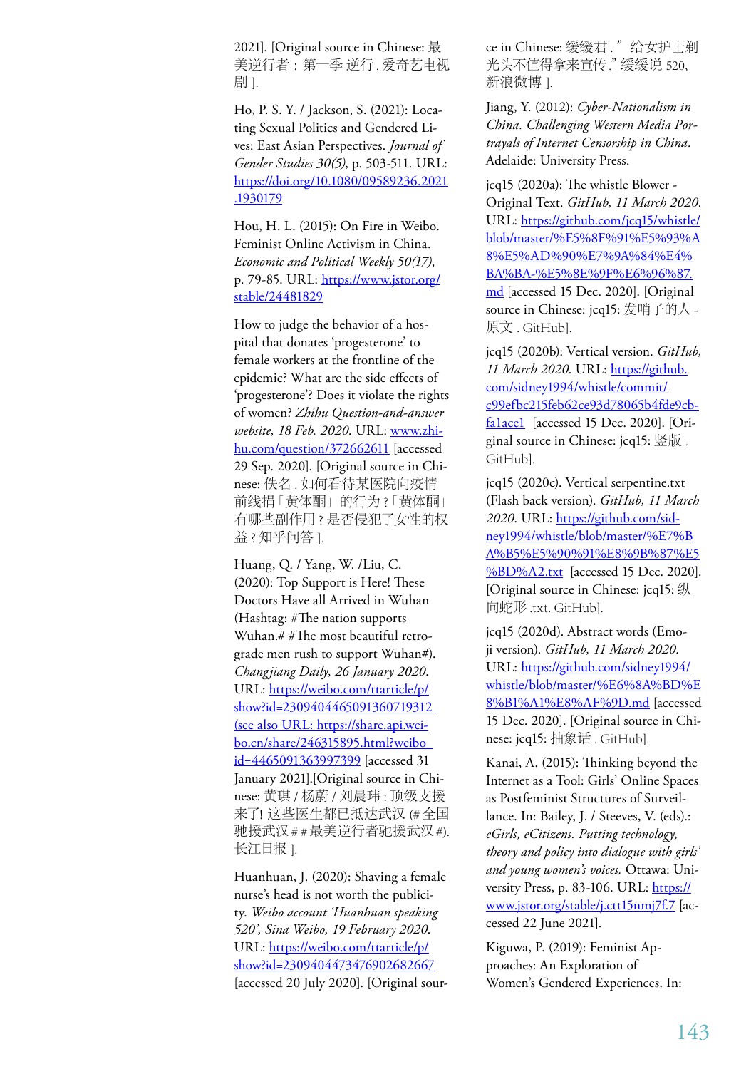2021]. [Original source in Chinese: 最美逆行者：第一季 逆行 . 爱奇艺电视剧 ].

Ho, P. S. Y. / Jackson, S. (2021): Locating Sexual Politics and Gendered Lives: East Asian Perspectives. *Journal of Gender Studies 30(5)*, p. 503-511. URL: https://doi.org/10.1080/09589236.2021.1930179

Hou, H. L. (2015): On Fire in Weibo. Feminist Online Activism in China. *Economic and Political Weekly 50(17)*, p. 79-85. URL: https://www.jstor.org/stable/24481829

How to judge the behavior of a hospital that donates 'progesterone' to female workers at the frontline of the epidemic? What are the side effects of 'progesterone'? Does it violate the rights of women? *Zhihu Question-and-answer website, 18 Feb. 2020.* URL: www.zhihu.com/question/372662611 [accessed 29 Sep. 2020]. [Original source in Chinese: 佚名 . 如何看待某医院向疫情前线捐「黄体酮」的行为？「黄体酮」有哪些副作用？是否侵犯了女性的权益？知乎问答 ].

Huang, Q. / Yang, W. /Liu, C. (2020): Top Support is Here! These Doctors Have all Arrived in Wuhan (Hashtag: #The nation supports Wuhan.# #The most beautiful retrograde men rush to support Wuhan#). *Changjiang Daily, 26 January 2020.* URL: https://weibo.com/ttarticle/p/show?id=2309404465091360719312 (see also URL: https://share.api.weibo.cn/share/246315895.html?weibo_id=4465091363997399 [accessed 31 January 2021].[Original source in Chinese: 黄琪 / 杨蔚 / 刘晨玮 : 顶级支援来了! 这些医生都已抵达武汉 (# 全国驰援武汉 # # 最美逆行者驰援武汉 #). 长江日报 ].

Huanhuan, J. (2020): Shaving a female nurse's head is not worth the publicity. *Weibo account 'Huanhuan speaking 520', Sina Weibo, 19 February 2020.* URL: https://weibo.com/ttarticle/p/show?id=2309404473476902682667 [accessed 20 July 2020]. [Original source in Chinese: 缓缓君 . " 给女护士剃光头不值得拿来宣传 ." 缓缓说 520, 新浪微博 ].

Jiang, Y. (2012): *Cyber-Nationalism in China. Challenging Western Media Portrayals of Internet Censorship in China.* Adelaide: University Press.

jcq15 (2020a): The whistle Blower - Original Text. *GitHub, 11 March 2020.* URL: https://github.com/jcq15/whistle/blob/master/%E5%8F%91%E5%93%A8%E5%AD%90%E7%9A%84%E4%BA%BA-%E5%8E%9F%E6%96%87.md [accessed 15 Dec. 2020]. [Original source in Chinese: jcq15: 发哨子的人 - 原文 . GitHub].

jcq15 (2020b): Vertical version. *GitHub, 11 March 2020.* URL: https://github.com/sidney1994/whistle/commit/c99efbc215feb62ce93d78065b4fde9cbfa1ace1 [accessed 15 Dec. 2020]. [Original source in Chinese: jcq15: 竖版 . GitHub].

jcq15 (2020c). Vertical serpentine.txt (Flash back version). *GitHub, 11 March 2020.* URL: https://github.com/sidney1994/whistle/blob/master/%E7%BA%B5%E5%90%91%E8%9B%87%E5%BD%A2.txt [accessed 15 Dec. 2020]. [Original source in Chinese: jcq15: 纵向蛇形 .txt. GitHub].

jcq15 (2020d). Abstract words (Emoji version). *GitHub, 11 March 2020.* URL: https://github.com/sidney1994/whistle/blob/master/%E6%8A%BD%E8%B1%A1%E8%AF%9D.md [accessed 15 Dec. 2020]. [Original source in Chinese: jcq15: 抽象话 . GitHub].

Kanai, A. (2015): Thinking beyond the Internet as a Tool: Girls' Online Spaces as Postfeminist Structures of Surveillance. In: Bailey, J. / Steeves, V. (eds).: *eGirls, eCitizens. Putting technology, theory and policy into dialogue with girls' and young women's voices.* Ottawa: University Press, p. 83-106. URL: https://www.jstor.org/stable/j.ctt15nmj7f.7 [accessed 22 June 2021].

Kiguwa, P. (2019): Feminist Approaches: An Exploration of Women's Gendered Experiences. In: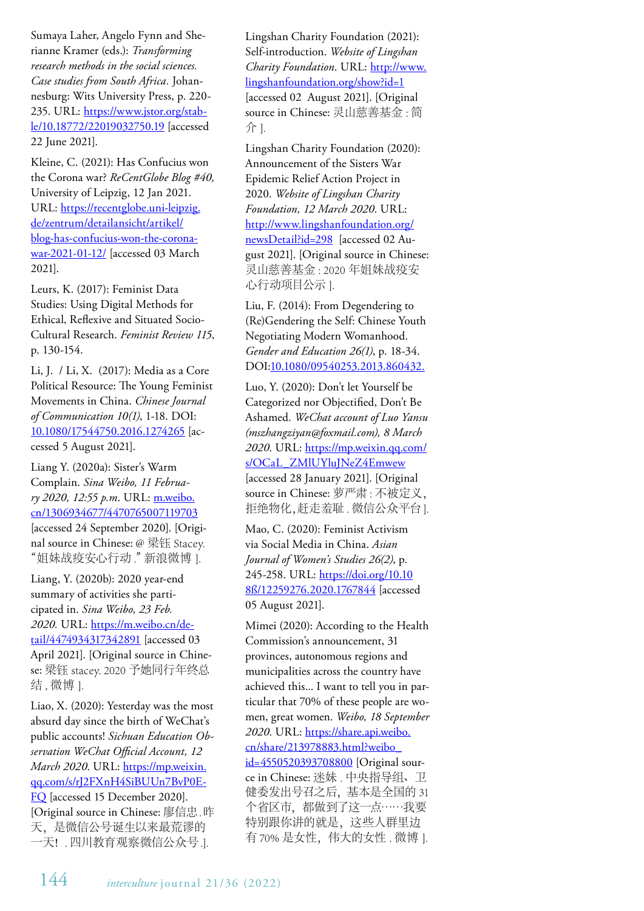Sumaya Laher, Angelo Fynn and Sherianne Kramer (eds.): *Transforming research methods in the social sciences. Case studies from South Africa*. Johannesburg: Wits University Press, p. 220-235. URL: https://www.jstor.org/stable/10.18772/22019032750.19 [accessed 22 June 2021].

Kleine, C. (2021): Has Confucius won the Corona war? *ReCentGlobe Blog #40*, University of Leipzig, 12 Jan 2021. URL: https://recentglobe.uni-leipzig.de/zentrum/detailansicht/artikel/blog-has-confucius-won-the-corona-war-2021-01-12/ [accessed 03 March 2021].

Leurs, K. (2017): Feminist Data Studies: Using Digital Methods for Ethical, Reflexive and Situated Socio-Cultural Research. *Feminist Review 115*, p. 130-154.

Li, J. / Li, X. (2017): Media as a Core Political Resource: The Young Feminist Movements in China. *Chinese Journal of Communication 10(1)*, 1-18. DOI: 10.1080/17544750.2016.1274265 [accessed 5 August 2021].

Liang Y. (2020a): Sister's Warm Complain. *Sina Weibo, 11 February 2020, 12:55 p.m*. URL: m.weibo.cn/1306934677/4470765007119703 [accessed 24 September 2020]. [Original source in Chinese: @ 梁钰 Stacey. "姐妹战疫安心行动." 新浪微博 ].

Liang, Y. (2020b): 2020 year-end summary of activities she participated in. *Sina Weibo, 23 Feb. 2020*. URL: https://m.weibo.cn/detail/4474934317342891 [accessed 03 April 2021]. [Original source in Chinese: 梁钰 stacey. 2020 予她同行年终总结 , 微博 ].

Liao, X. (2020): Yesterday was the most absurd day since the birth of WeChat's public accounts! *Sichuan Education Observation WeChat Official Account, 12 March 2020*. URL: https://mp.weixin.qq.com/s/rJ2FXnH4SiBUUn7BvP0E-FQ [accessed 15 December 2020]. [Original source in Chinese: 廖信忠 . 昨天，是微信公号诞生以来最荒谬的一天！. 四川教育观察微信公众号 .].

Lingshan Charity Foundation (2021): Self-introduction. *Website of Lingshan Charity Foundation*. URL: http://www.lingshanfoundation.org/show?id=1 [accessed 02 August 2021]. [Original source in Chinese: 灵山慈善基金 : 简介 ].

Lingshan Charity Foundation (2020): Announcement of the Sisters War Epidemic Relief Action Project in 2020. *Website of Lingshan Charity Foundation, 12 March 2020*. URL: http://www.lingshanfoundation.org/newsDetail?id=298 [accessed 02 August 2021]. [Original source in Chinese: 灵山慈善基金 : 2020 年姐妹战疫安心行动项目公示 ].

Liu, F. (2014): From Degendering to (Re)Gendering the Self: Chinese Youth Negotiating Modern Womanhood. *Gender and Education 26(1)*, p. 18-34. DOI:10.1080/09540253.2013.860432.

Luo, Y. (2020): Don't let Yourself be Categorized nor Objectified, Don't Be Ashamed. *WeChat account of Luo Yansu (mszhangziyan@foxmail.com), 8 March 2020*. URL: https://mp.weixin.qq.com/s/OCaL_ZMlUYluJNeZ4Emwew [accessed 28 January 2021]. [Original source in Chinese: 萝严肃 : 不被定义，拒绝物化，赶走羞耻 . 微信公众平台 ].

Mao, C. (2020): Feminist Activism via Social Media in China. *Asian Journal of Women's Studies 26(2)*, p. 245-258. URL: https://doi.org/10.1088/12259276.2020.1767844 [accessed 05 August 2021].

Mimei (2020): According to the Health Commission's announcement, 31 provinces, autonomous regions and municipalities across the country have achieved this... I want to tell you in particular that 70% of these people are women, great women. *Weibo, 18 September 2020*. URL: https://share.api.weibo.cn/share/213978883.html?weibo_id=4550520393708800 [Original source in Chinese: 迷妹 . 中央指导组、卫健委发出号召之后，基本是全国的 31 个省区市，都做到了这一点……我要特别跟你讲的就是，这些人群里边有 70% 是女性，伟大的女性 . 微博 ].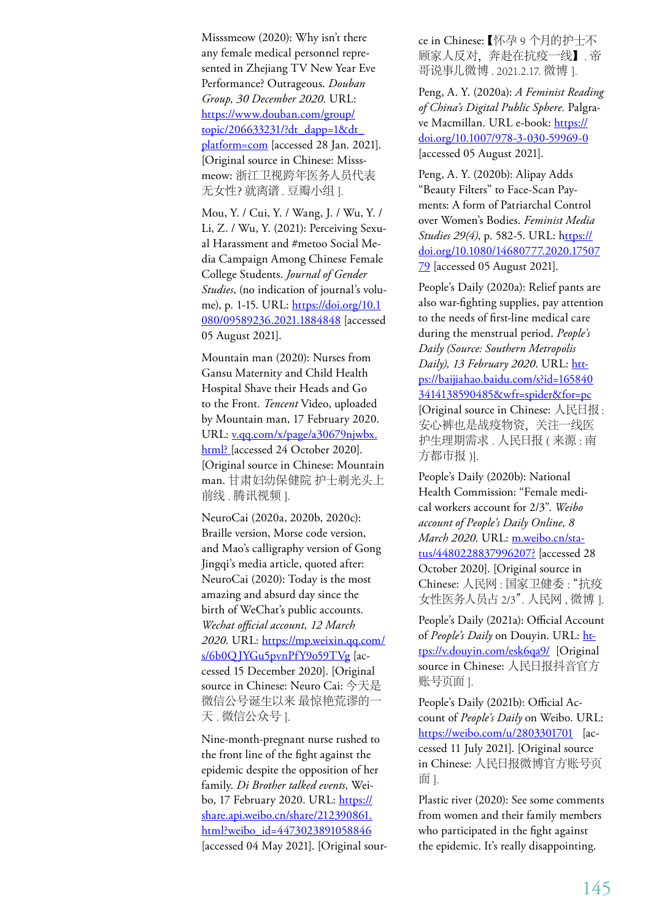Misssmeow (2020): Why isn't there any female medical personnel represented in Zhejiang TV New Year Eve Performance? Outrageous. *Douban Group, 30 December 2020*. URL: https://www.douban.com/group/topic/206633231/?dt_dapp=1&dt_platform=com [accessed 28 Jan. 2021]. [Original source in Chinese: Misssmeow: 浙江卫视跨年医务人员代表无女性? 就离谱 . 豆瓣小组 ].

Mou, Y. / Cui, Y. / Wang, J. / Wu, Y. / Li, Z. / Wu, Y. (2021): Perceiving Sexual Harassment and #metoo Social Media Campaign Among Chinese Female College Students. *Journal of Gender Studies*, (no indication of journal's volume), p. 1-15. URL: https://doi.org/10.1080/09589236.2021.1884848 [accessed 05 August 2021].

Mountain man (2020): Nurses from Gansu Maternity and Child Health Hospital Shave their Heads and Go to the Front. *Tencent* Video, uploaded by Mountain man, 17 February 2020. URL: v.qq.com/x/page/a30679njwbx.html? [accessed 24 October 2020]. [Original source in Chinese: Mountain man. 甘肃妇幼保健院 护士剃光头上前线 . 腾讯视频 ].

NeuroCai (2020a, 2020b, 2020c): Braille version, Morse code version, and Mao's calligraphy version of Gong Jingqi's media article, quoted after: NeuroCai (2020): Today is the most amazing and absurd day since the birth of WeChat's public accounts. *Wechat official account, 12 March 2020*. URL: https://mp.weixin.qq.com/s/6b0QJYGu5pvnPfY9o59TVg [accessed 15 December 2020]. [Original source in Chinese: Neuro Cai: 今天是微信公号诞生以来 最惊艳荒谬的一天 . 微信公众号 ].

Nine-month-pregnant nurse rushed to the front line of the fight against the epidemic despite the opposition of her family. *Di Brother talked events,* Weibo, 17 February 2020. URL: https://share.api.weibo.cn/share/212390861.html?weibo_id=4473023891058846 [accessed 04 May 2021]. [Original source in Chinese:【怀孕 9 个月的护士不顾家人反对，奔赴在抗疫一线】. 帝哥说事儿微博 . 2021.2.17. 微博 ].

Peng, A. Y. (2020a): *A Feminist Reading of China's Digital Public Sphere.* Palgrave Macmillan. URL e-book: https://doi.org/10.1007/978-3-030-59969-0 [accessed 05 August 2021].

Peng, A. Y. (2020b): Alipay Adds "Beauty Filters" to Face-Scan Payments: A form of Patriarchal Control over Women's Bodies. *Feminist Media Studies 29(4)*, p. 582-5. URL: https://doi.org/10.1080/14680777.2020.1750779 [accessed 05 August 2021].

People's Daily (2020a): Relief pants are also war-fighting supplies, pay attention to the needs of first-line medical care during the menstrual period. *People's Daily (Source: Southern Metropolis Daily), 13 February 2020*. URL: https://baijiahao.baidu.com/s?id=1658403414138590485&wfr=spider&for=pc [Original source in Chinese: 人民日报 : 安心裤也是战疫物资，关注一线医护生理期需求 . 人民日报 ( 来源 : 南方都市报 )].

People's Daily (2020b): National Health Commission: "Female medical workers account for 2/3". *Weibo account of People's Daily Online, 8 March 2020*. URL: m.weibo.cn/status/4480228837996207? [accessed 28 October 2020]. [Original source in Chinese: 人民网 : 国家卫健委 : "抗疫女性医务人员占 2/3". 人民网 , 微博 ].

People's Daily (2021a): Official Account of *People's Daily* on Douyin. URL: https://v.douyin.com/esk6qa9/ [Original source in Chinese: 人民日报抖音官方账号页面 ].

People's Daily (2021b): Official Account of *People's Daily* on Weibo. URL: https://weibo.com/u/2803301701 [accessed 11 July 2021]. [Original source in Chinese: 人民日报微博官方账号页面 ].

Plastic river (2020): See some comments from women and their family members who participated in the fight against the epidemic. It's really disappointing.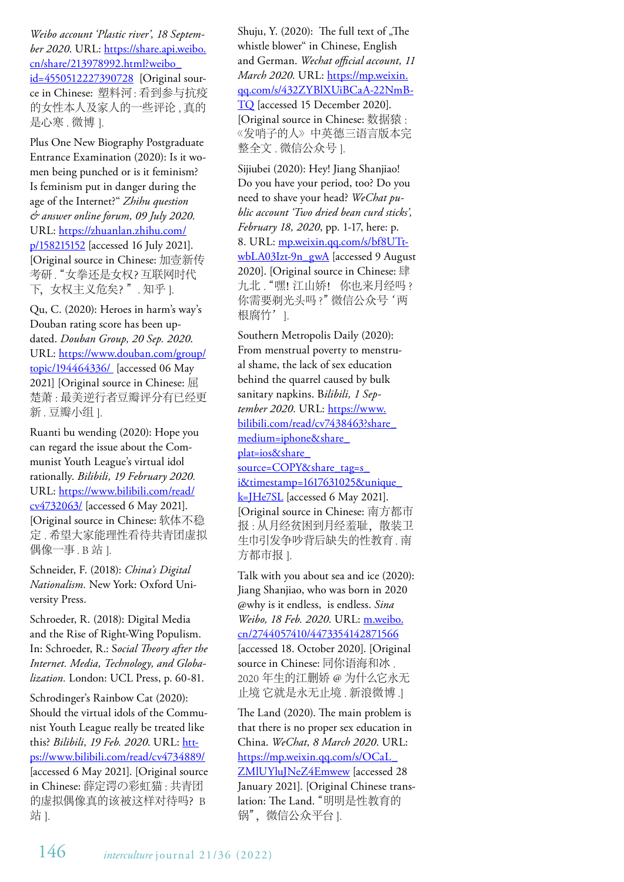*Weibo account 'Plastic river', 18 September 2020*. URL: https://share.api.weibo.cn/share/213978992.html?weibo_id=4550512227390728 [Original source in Chinese: 塑料河 : 看到参与抗疫的女性本人及家人的一些评论 , 真的是心寒 . 微博 ].

Plus One New Biography Postgraduate Entrance Examination (2020): Is it women being punched or is it feminism? Is feminism put in danger during the age of the Internet?" *Zhihu question & answer online forum, 09 July 2020*. URL: https://zhuanlan.zhihu.com/p/158215152 [accessed 16 July 2021]. [Original source in Chinese: 加壹新传考研 . "女拳还是女权? 互联网时代下，女权主义危矣? " . 知乎 ].

Qu, C. (2020): Heroes in harm's way's Douban rating score has been updated. *Douban Group, 20 Sep. 2020*. URL: https://www.douban.com/group/topic/194464336/ [accessed 06 May 2021] [Original source in Chinese: 屈楚萧 : 最美逆行者豆瓣评分有已经更新 . 豆瓣小组 ].

Ruanti bu wending (2020): Hope you can regard the issue about the Communist Youth League's virtual idol rationally. *Bilibili, 19 February 2020*. URL: https://www.bilibili.com/read/cv4732063/ [accessed 6 May 2021]. [Original source in Chinese: 软体不稳定 . 希望大家能理性看待共青团虚拟偶像一事 . B 站 ].

Schneider, F. (2018): *China's Digital Nationalism*. New York: Oxford University Press.

Schroeder, R. (2018): Digital Media and the Rise of Right-Wing Populism. In: Schroeder, R.: *Social Theory after the Internet. Media, Technology, and Globalization*. London: UCL Press, p. 60-81.

Schrodinger's Rainbow Cat (2020): Should the virtual idols of the Communist Youth League really be treated like this? *Bilibili, 19 Feb. 2020*. URL: https://www.bilibili.com/read/cv4734889/ [accessed 6 May 2021]. [Original source in Chinese: 薛定谔の彩虹猫 : 共青团的虚拟偶像真的该被这样对待吗? B 站 ].

Shuju, Y. (2020): The full text of „The whistle blower" in Chinese, English and German. *Wechat official account, 11 March 2020*. URL: https://mp.weixin.qq.com/s/432ZYBlXUiBCaA-22NmB-TQ [accessed 15 December 2020]. [Original source in Chinese: 数据猿 : 《发哨子的人》 中英德三语言版本完整全文 . 微信公众号 ].

Sijiubei (2020): Hey! Jiang Shanjiao! Do you have your period, too? Do you need to shave your head? *WeChat public account 'Two dried bean curd sticks', February 18, 2020*, pp. 1-17, here: p. 8. URL: mp.weixin.qq.com/s/bf8UTt-wbLA03Izt-9n_gwA [accessed 9 August 2020]. [Original source in Chinese: 肆九北 . "嘿! 江山娇! 你也来月经吗 ? 你需要剃光头吗 ?" 微信公众号 '两根腐竹' ].

Southern Metropolis Daily (2020): From menstrual poverty to menstrual shame, the lack of sex education behind the quarrel caused by bulk sanitary napkins. B*ilibili, 1 September 2020*. URL: https://www.bilibili.com/read/cv7438463?share_medium=iphone&share_plat=ios&share_source=COPY&share_tag=s_i&timestamp=1617631025&unique_k=JHe7SL [accessed 6 May 2021]. [Original source in Chinese: 南方都市报 : 从月经贫困到月经羞耻，散装卫生巾引发争吵背后缺失的性教育 . 南方都市报 ].

Talk with you about sea and ice (2020): Jiang Shanjiao, who was born in 2020 @why is it endless, is endless. *Sina Weibo, 18 Feb. 2020*. URL: m.weibo.cn/2744057410/4473354142871566 [accessed 18. October 2020]. [Original source in Chinese: 同你语海和冰 . 2020 年生的江删娇 @ 为什么它永无止境 它就是永无止境 . 新浪微博 .]

The Land (2020). The main problem is that there is no proper sex education in China. *WeChat, 8 March 2020*. URL: https://mp.weixin.qq.com/s/OCaL_ZMlUYluJNeZ4Emwew [accessed 28 January 2021]. [Original Chinese translation: The Land. "明明是性教育的锅"，微信公众平台 ].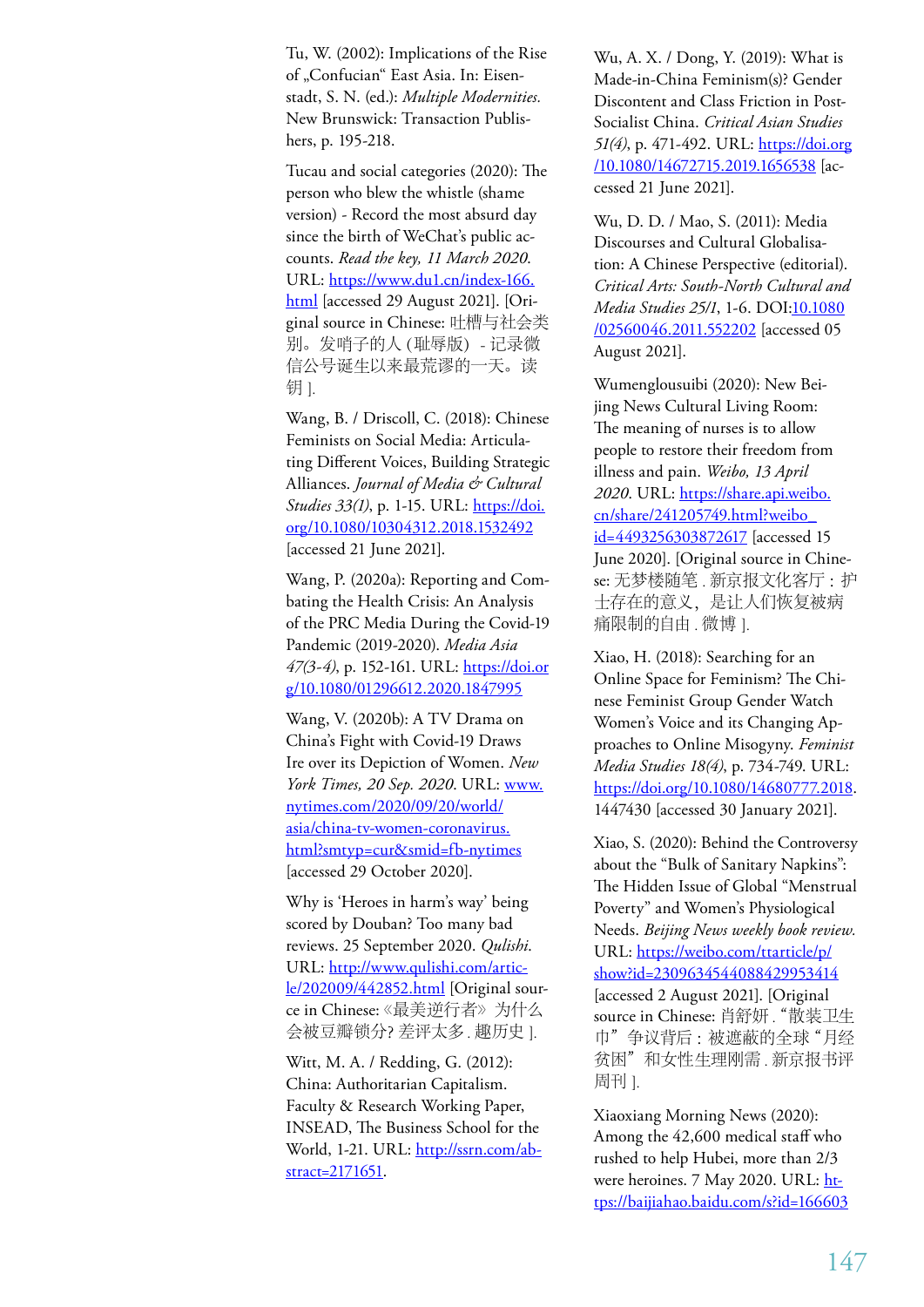Tu, W. (2002): Implications of the Rise of „Confucian" East Asia. In: Eisenstadt, S. N. (ed.): *Multiple Modernities.* New Brunswick: Transaction Publishers, p. 195-218.

Tucau and social categories (2020): The person who blew the whistle (shame version) - Record the most absurd day since the birth of WeChat's public accounts. *Read the key, 11 March 2020*. URL: https://www.du1.cn/index-166.html [accessed 29 August 2021]. [Original source in Chinese: 吐槽与社会类别。发哨子的人 (耻辱版) - 记录微信公号诞生以来最荒谬的一天。读钥 ].

Wang, B. / Driscoll, C. (2018): Chinese Feminists on Social Media: Articulating Different Voices, Building Strategic Alliances. *Journal of Media & Cultural Studies 33(1)*, p. 1-15. URL: https://doi.org/10.1080/10304312.2018.1532492 [accessed 21 June 2021].

Wang, P. (2020a): Reporting and Combating the Health Crisis: An Analysis of the PRC Media During the Covid-19 Pandemic (2019-2020). *Media Asia 47(3-4)*, p. 152-161. URL: https://doi.org/10.1080/01296612.2020.1847995

Wang, V. (2020b): A TV Drama on China's Fight with Covid-19 Draws Ire over its Depiction of Women. *New York Times, 20 Sep. 2020*. URL: www.nytimes.com/2020/09/20/world/asia/china-tv-women-coronavirus.html?smtyp=cur&smid=fb-nytimes [accessed 29 October 2020].

Why is 'Heroes in harm's way' being scored by Douban? Too many bad reviews. 25 September 2020. *Qulishi*. URL: http://www.qulishi.com/article/202009/442852.html [Original source in Chinese: 《最美逆行者》 为什么会被豆瓣锁分? 差评太多 . 趣历史 ].

Witt, M. A. / Redding, G. (2012): China: Authoritarian Capitalism. Faculty & Research Working Paper, INSEAD, The Business School for the World, 1-21. URL: http://ssrn.com/abstract=2171651.

Wu, A. X. / Dong, Y. (2019): What is Made-in-China Feminism(s)? Gender Discontent and Class Friction in Post-Socialist China. *Critical Asian Studies 51(4)*, p. 471-492. URL: https://doi.org/10.1080/14672715.2019.1656538 [accessed 21 June 2021].

Wu, D. D. / Mao, S. (2011): Media Discourses and Cultural Globalisation: A Chinese Perspective (editorial). *Critical Arts: South-North Cultural and Media Studies 25/1*, 1-6. DOI:10.1080/02560046.2011.552202 [accessed 05 August 2021].

Wumenglousuibi (2020): New Beijing News Cultural Living Room: The meaning of nurses is to allow people to restore their freedom from illness and pain. *Weibo, 13 April 2020*. URL: https://share.api.weibo.cn/share/241205749.html?weibo_id=4493256303872617 [accessed 15 June 2020]. [Original source in Chinese: 无梦楼随笔 . 新京报文化客厅：护士存在的意义，是让人们恢复被病痛限制的自由 . 微博 ].

Xiao, H. (2018): Searching for an Online Space for Feminism? The Chinese Feminist Group Gender Watch Women's Voice and its Changing Approaches to Online Misogyny. *Feminist Media Studies 18(4)*, p. 734-749. URL: https://doi.org/10.1080/14680777.2018.1447430 [accessed 30 January 2021].

Xiao, S. (2020): Behind the Controversy about the "Bulk of Sanitary Napkins": The Hidden Issue of Global "Menstrual Poverty" and Women's Physiological Needs. *Beijing News weekly book review.* URL: https://weibo.com/ttarticle/p/show?id=2309634544088429953414 [accessed 2 August 2021]. [Original source in Chinese: 肖舒妍 . "散装卫生巾" 争议背后：被遮蔽的全球 "月经贫困" 和女性生理刚需 . 新京报书评周刊 ].

Xiaoxiang Morning News (2020): Among the 42,600 medical staff who rushed to help Hubei, more than 2/3 were heroines. 7 May 2020. URL: https://baijiahao.baidu.com/s?id=166603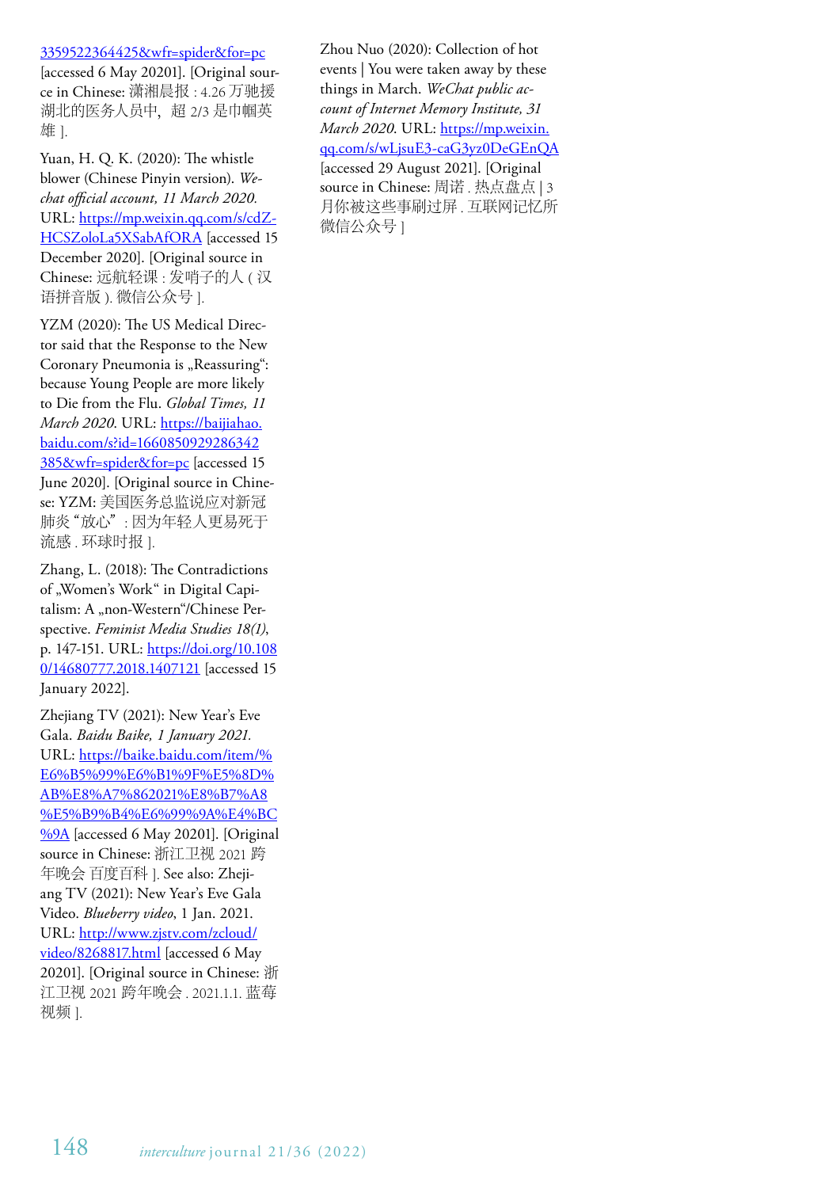3359522364425&wfr=spider&for=pc [accessed 6 May 20201]. [Original source in Chinese: 潇湘晨报 : 4.26 万驰援湖北的医务人员中，超 2/3 是巾帼英雄 ].

Yuan, H. Q. K. (2020): The whistle blower (Chinese Pinyin version). *Wechat official account, 11 March 2020*. URL: https://mp.weixin.qq.com/s/cdZ-HCSZoloLa5XSabAfORA [accessed 15 December 2020]. [Original source in Chinese: 远航轻课 : 发哨子的人 ( 汉语拼音版 ). 微信公众号 ].

YZM (2020): The US Medical Director said that the Response to the New Coronary Pneumonia is „Reassuring": because Young People are more likely to Die from the Flu. *Global Times, 11 March 2020*. URL: https://baijiahao.baidu.com/s?id=1660850929286342385&wfr=spider&for=pc [accessed 15 June 2020]. [Original source in Chinese: YZM: 美国医务总监说应对新冠肺炎 "放心" : 因为年轻人更易死于流感 . 环球时报 ].

Zhang, L. (2018): The Contradictions of „Women's Work" in Digital Capitalism: A „non-Western"/Chinese Perspective. *Feminist Media Studies 18(1)*, p. 147-151. URL: https://doi.org/10.1080/14680777.2018.1407121 [accessed 15 January 2022].

Zhejiang TV (2021): New Year's Eve Gala. *Baidu Baike, 1 January 2021.* URL: https://baike.baidu.com/item/%E6%B5%99%E6%B1%9F%E5%8D%AB%E8%A7%862021%E8%B7%A8%E5%B9%B4%E6%99%9A%E4%BC%9A [accessed 6 May 20201]. [Original source in Chinese: 浙江卫视 2021 跨年晚会 百度百科 ]. See also: Zhejiang TV (2021): New Year's Eve Gala Video. *Blueberry video*, 1 Jan. 2021. URL: http://www.zjstv.com/zcloud/video/8268817.html [accessed 6 May 20201]. [Original source in Chinese: 浙江卫视 2021 跨年晚会 . 2021.1.1. 蓝莓视频 ].

Zhou Nuo (2020): Collection of hot events | You were taken away by these things in March. *WeChat public account of Internet Memory Institute, 31 March 2020*. URL: https://mp.weixin.qq.com/s/wLjsuE3-caG3yz0DeGEnQA [accessed 29 August 2021]. [Original source in Chinese: 周诺 . 热点盘点 | 3 月你被这些事刷过屏 . 互联网记忆所微信公众号 ]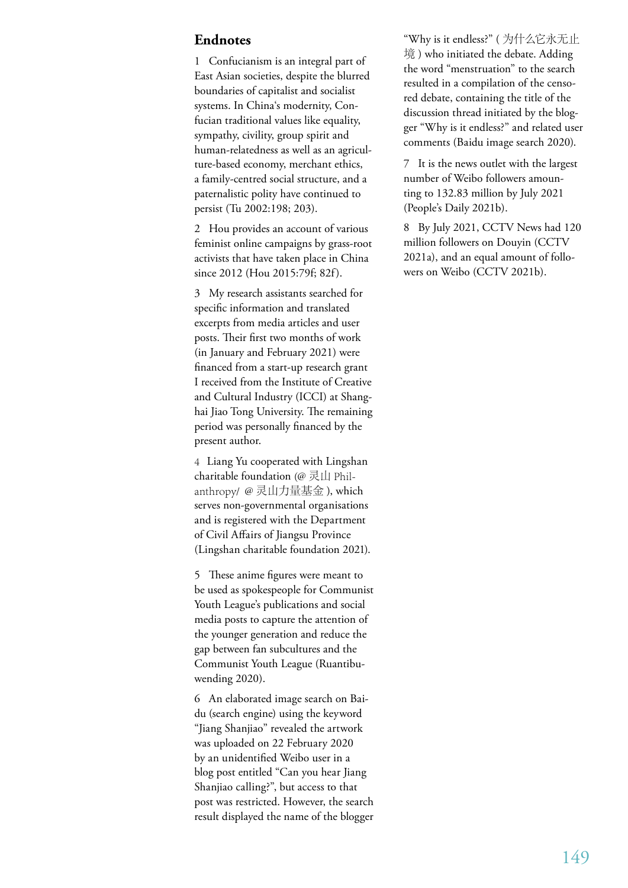## Endnotes

1 Confucianism is an integral part of East Asian societies, despite the blurred boundaries of capitalist and socialist systems. In China's modernity, Confucian traditional values like equality, sympathy, civility, group spirit and human-relatedness as well as an agriculture-based economy, merchant ethics, a family-centred social structure, and a paternalistic polity have continued to persist (Tu 2002:198; 203).

2 Hou provides an account of various feminist online campaigns by grass-root activists that have taken place in China since 2012 (Hou 2015:79f; 82f).

3 My research assistants searched for specific information and translated excerpts from media articles and user posts. Their first two months of work (in January and February 2021) were financed from a start-up research grant I received from the Institute of Creative and Cultural Industry (ICCI) at Shanghai Jiao Tong University. The remaining period was personally financed by the present author.

4 Liang Yu cooperated with Lingshan charitable foundation (@ 灵山 Philanthropy/ @ 灵山力量基金 ), which serves non-governmental organisations and is registered with the Department of Civil Affairs of Jiangsu Province (Lingshan charitable foundation 2021).

5 These anime figures were meant to be used as spokespeople for Communist Youth League's publications and social media posts to capture the attention of the younger generation and reduce the gap between fan subcultures and the Communist Youth League (Ruantibuwending 2020).

6 An elaborated image search on Baidu (search engine) using the keyword "Jiang Shanjiao" revealed the artwork was uploaded on 22 February 2020 by an unidentified Weibo user in a blog post entitled "Can you hear Jiang Shanjiao calling?", but access to that post was restricted. However, the search result displayed the name of the blogger "Why is it endless?" ( 为什么它永无止境 ) who initiated the debate. Adding the word "menstruation" to the search resulted in a compilation of the censored debate, containing the title of the discussion thread initiated by the blogger "Why is it endless?" and related user comments (Baidu image search 2020).

7 It is the news outlet with the largest number of Weibo followers amounting to 132.83 million by July 2021 (People's Daily 2021b).

8 By July 2021, CCTV News had 120 million followers on Douyin (CCTV 2021a), and an equal amount of followers on Weibo (CCTV 2021b).